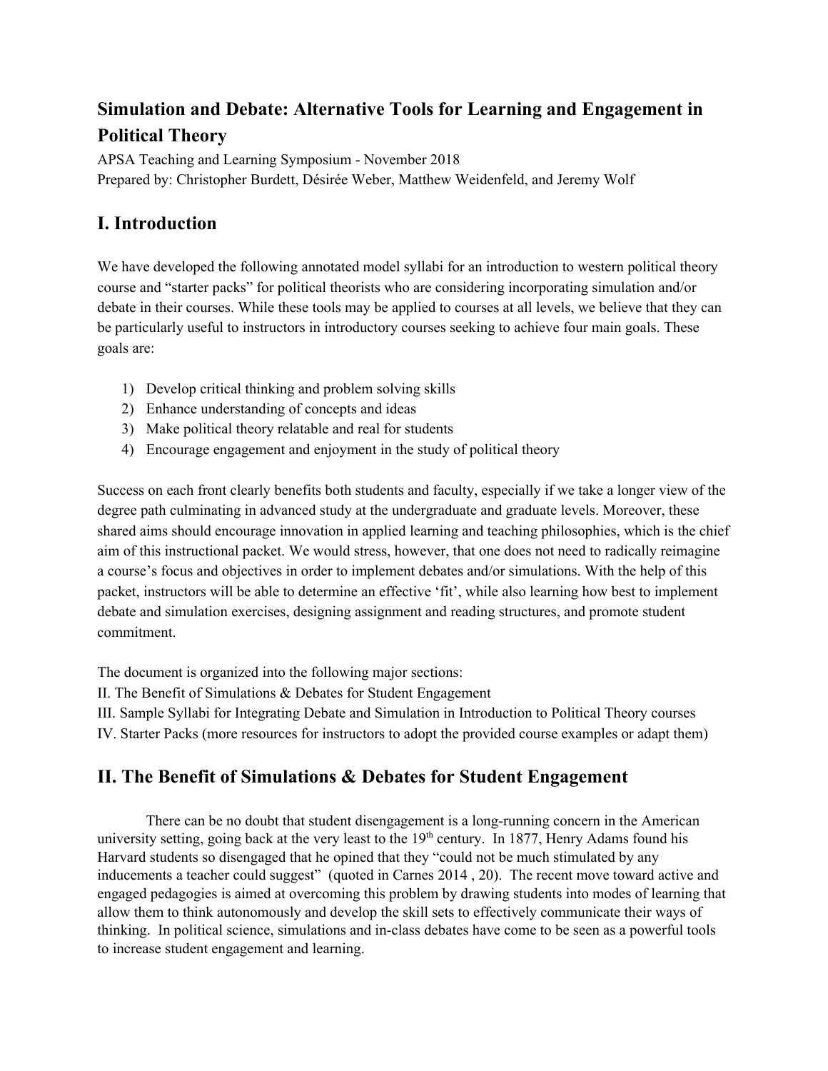## Simulation and Debate: Alternative Tools for Learning and Engagement in Political Theory

APSA Teaching and Learning Symposium - November 2018
Prepared by: Christopher Burdett, Désirée Weber, Matthew Weidenfeld, and Jeremy Wolf

# I. Introduction

We have developed the following annotated model syllabi for an introduction to western political theory course and "starter packs" for political theorists who are considering incorporating simulation and/or debate in their courses. While these tools may be applied to courses at all levels, we believe that they can be particularly useful to instructors in introductory courses seeking to achieve four main goals. These goals are:

1) Develop critical thinking and problem solving skills
2) Enhance understanding of concepts and ideas
3) Make political theory relatable and real for students
4) Encourage engagement and enjoyment in the study of political theory

Success on each front clearly benefits both students and faculty, especially if we take a longer view of the degree path culminating in advanced study at the undergraduate and graduate levels. Moreover, these shared aims should encourage innovation in applied learning and teaching philosophies, which is the chief aim of this instructional packet. We would stress, however, that one does not need to radically reimagine a course's focus and objectives in order to implement debates and/or simulations. With the help of this packet, instructors will be able to determine an effective 'fit', while also learning how best to implement debate and simulation exercises, designing assignment and reading structures, and promote student commitment.

The document is organized into the following major sections:
II. The Benefit of Simulations & Debates for Student Engagement
III. Sample Syllabi for Integrating Debate and Simulation in Introduction to Political Theory courses
IV. Starter Packs (more resources for instructors to adopt the provided course examples or adapt them)

# II. The Benefit of Simulations & Debates for Student Engagement

There can be no doubt that student disengagement is a long-running concern in the American university setting, going back at the very least to the 19th century. In 1877, Henry Adams found his Harvard students so disengaged that he opined that they "could not be much stimulated by any inducements a teacher could suggest" (quoted in Carnes 2014 , 20). The recent move toward active and engaged pedagogies is aimed at overcoming this problem by drawing students into modes of learning that allow them to think autonomously and develop the skill sets to effectively communicate their ways of thinking. In political science, simulations and in-class debates have come to be seen as a powerful tools to increase student engagement and learning.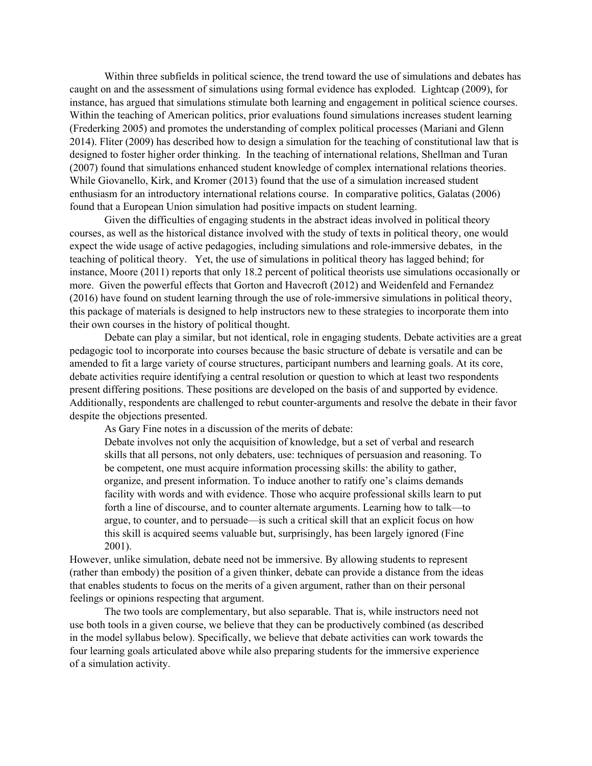Within three subfields in political science, the trend toward the use of simulations and debates has caught on and the assessment of simulations using formal evidence has exploded. Lightcap (2009), for instance, has argued that simulations stimulate both learning and engagement in political science courses. Within the teaching of American politics, prior evaluations found simulations increases student learning (Frederking 2005) and promotes the understanding of complex political processes (Mariani and Glenn 2014). Fliter (2009) has described how to design a simulation for the teaching of constitutional law that is designed to foster higher order thinking. In the teaching of international relations, Shellman and Turan (2007) found that simulations enhanced student knowledge of complex international relations theories. While Giovanello, Kirk, and Kromer (2013) found that the use of a simulation increased student enthusiasm for an introductory international relations course. In comparative politics, Galatas (2006) found that a European Union simulation had positive impacts on student learning.

Given the difficulties of engaging students in the abstract ideas involved in political theory courses, as well as the historical distance involved with the study of texts in political theory, one would expect the wide usage of active pedagogies, including simulations and role-immersive debates, in the teaching of political theory. Yet, the use of simulations in political theory has lagged behind; for instance, Moore (2011) reports that only 18.2 percent of political theorists use simulations occasionally or more. Given the powerful effects that Gorton and Havecroft (2012) and Weidenfeld and Fernandez (2016) have found on student learning through the use of role-immersive simulations in political theory, this package of materials is designed to help instructors new to these strategies to incorporate them into their own courses in the history of political thought.

Debate can play a similar, but not identical, role in engaging students. Debate activities are a great pedagogic tool to incorporate into courses because the basic structure of debate is versatile and can be amended to fit a large variety of course structures, participant numbers and learning goals. At its core, debate activities require identifying a central resolution or question to which at least two respondents present differing positions. These positions are developed on the basis of and supported by evidence. Additionally, respondents are challenged to rebut counter-arguments and resolve the debate in their favor despite the objections presented.

As Gary Fine notes in a discussion of the merits of debate:

> Debate involves not only the acquisition of knowledge, but a set of verbal and research skills that all persons, not only debaters, use: techniques of persuasion and reasoning. To be competent, one must acquire information processing skills: the ability to gather, organize, and present information. To induce another to ratify one's claims demands facility with words and with evidence. Those who acquire professional skills learn to put forth a line of discourse, and to counter alternate arguments. Learning how to talk—to argue, to counter, and to persuade—is such a critical skill that an explicit focus on how this skill is acquired seems valuable but, surprisingly, has been largely ignored (Fine 2001).

However, unlike simulation, debate need not be immersive. By allowing students to represent (rather than embody) the position of a given thinker, debate can provide a distance from the ideas that enables students to focus on the merits of a given argument, rather than on their personal feelings or opinions respecting that argument.

The two tools are complementary, but also separable. That is, while instructors need not use both tools in a given course, we believe that they can be productively combined (as described in the model syllabus below). Specifically, we believe that debate activities can work towards the four learning goals articulated above while also preparing students for the immersive experience of a simulation activity.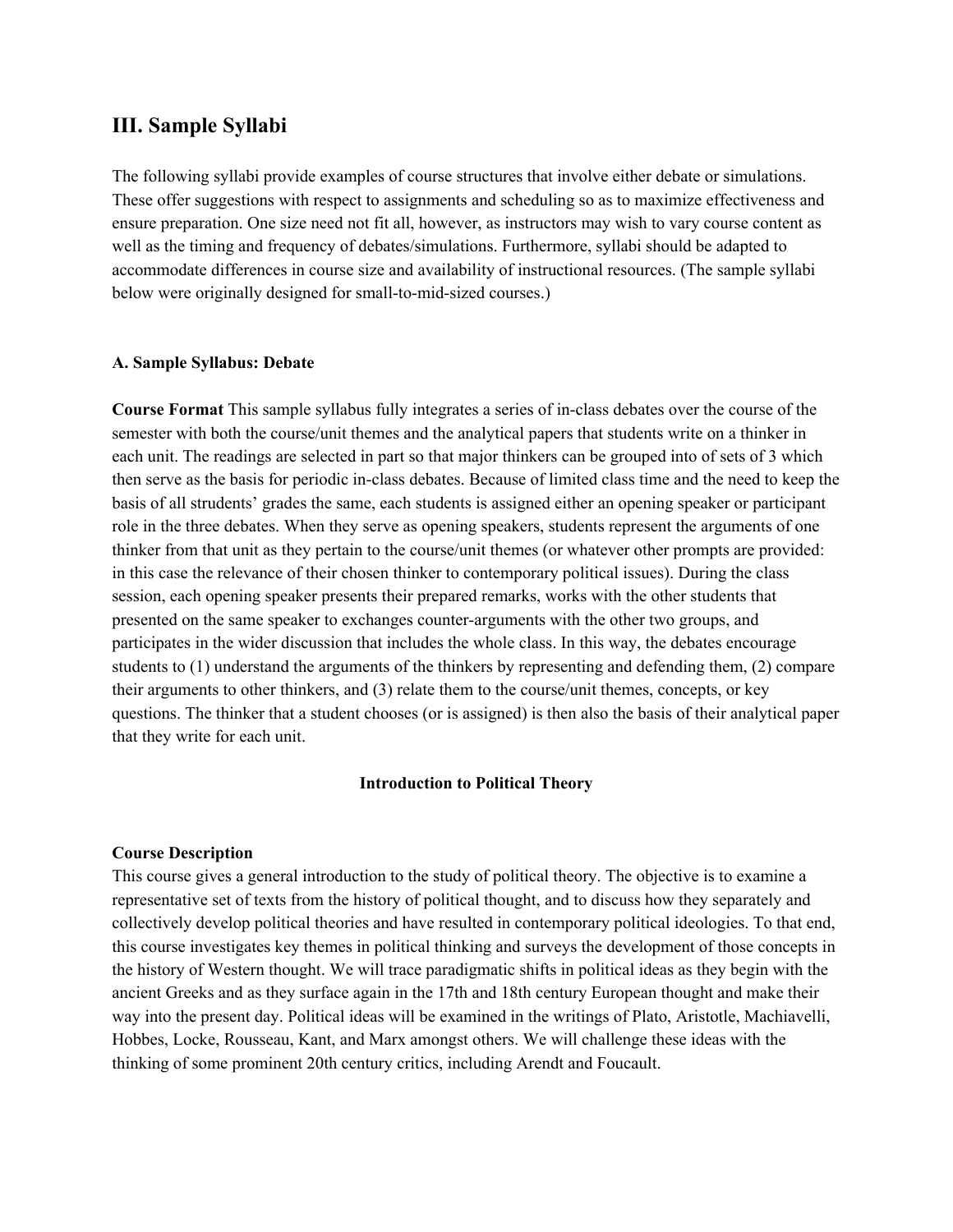## III. Sample Syllabi

The following syllabi provide examples of course structures that involve either debate or simulations. These offer suggestions with respect to assignments and scheduling so as to maximize effectiveness and ensure preparation. One size need not fit all, however, as instructors may wish to vary course content as well as the timing and frequency of debates/simulations. Furthermore, syllabi should be adapted to accommodate differences in course size and availability of instructional resources. (The sample syllabi below were originally designed for small-to-mid-sized courses.)

### A. Sample Syllabus: Debate

**Course Format** This sample syllabus fully integrates a series of in-class debates over the course of the semester with both the course/unit themes and the analytical papers that students write on a thinker in each unit. The readings are selected in part so that major thinkers can be grouped into of sets of 3 which then serve as the basis for periodic in-class debates. Because of limited class time and the need to keep the basis of all strudents' grades the same, each students is assigned either an opening speaker or participant role in the three debates. When they serve as opening speakers, students represent the arguments of one thinker from that unit as they pertain to the course/unit themes (or whatever other prompts are provided: in this case the relevance of their chosen thinker to contemporary political issues). During the class session, each opening speaker presents their prepared remarks, works with the other students that presented on the same speaker to exchanges counter-arguments with the other two groups, and participates in the wider discussion that includes the whole class. In this way, the debates encourage students to (1) understand the arguments of the thinkers by representing and defending them, (2) compare their arguments to other thinkers, and (3) relate them to the course/unit themes, concepts, or key questions. The thinker that a student chooses (or is assigned) is then also the basis of their analytical paper that they write for each unit.

**Introduction to Political Theory**

**Course Description**
This course gives a general introduction to the study of political theory. The objective is to examine a representative set of texts from the history of political thought, and to discuss how they separately and collectively develop political theories and have resulted in contemporary political ideologies. To that end, this course investigates key themes in political thinking and surveys the development of those concepts in the history of Western thought. We will trace paradigmatic shifts in political ideas as they begin with the ancient Greeks and as they surface again in the 17th and 18th century European thought and make their way into the present day. Political ideas will be examined in the writings of Plato, Aristotle, Machiavelli, Hobbes, Locke, Rousseau, Kant, and Marx amongst others. We will challenge these ideas with the thinking of some prominent 20th century critics, including Arendt and Foucault.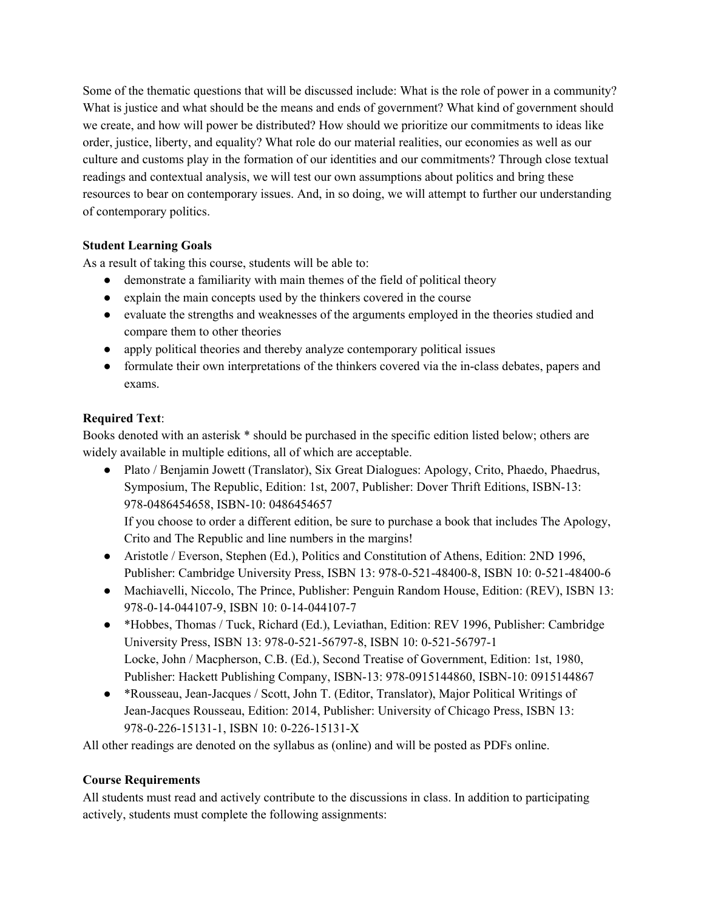Some of the thematic questions that will be discussed include: What is the role of power in a community? What is justice and what should be the means and ends of government? What kind of government should we create, and how will power be distributed? How should we prioritize our commitments to ideas like order, justice, liberty, and equality? What role do our material realities, our economies as well as our culture and customs play in the formation of our identities and our commitments? Through close textual readings and contextual analysis, we will test our own assumptions about politics and bring these resources to bear on contemporary issues. And, in so doing, we will attempt to further our understanding of contemporary politics.

**Student Learning Goals**

As a result of taking this course, students will be able to:

- demonstrate a familiarity with main themes of the field of political theory
- explain the main concepts used by the thinkers covered in the course
- evaluate the strengths and weaknesses of the arguments employed in the theories studied and compare them to other theories
- apply political theories and thereby analyze contemporary political issues
- formulate their own interpretations of the thinkers covered via the in-class debates, papers and exams.

**Required Text**:

Books denoted with an asterisk * should be purchased in the specific edition listed below; others are widely available in multiple editions, all of which are acceptable.

- Plato / Benjamin Jowett (Translator), Six Great Dialogues: Apology, Crito, Phaedo, Phaedrus, Symposium, The Republic, Edition: 1st, 2007, Publisher: Dover Thrift Editions, ISBN-13: 978-0486454658, ISBN-10: 0486454657
  If you choose to order a different edition, be sure to purchase a book that includes The Apology, Crito and The Republic and line numbers in the margins!
- Aristotle / Everson, Stephen (Ed.), Politics and Constitution of Athens, Edition: 2ND 1996, Publisher: Cambridge University Press, ISBN 13: 978-0-521-48400-8, ISBN 10: 0-521-48400-6
- Machiavelli, Niccolo, The Prince, Publisher: Penguin Random House, Edition: (REV), ISBN 13: 978-0-14-044107-9, ISBN 10: 0-14-044107-7
- *Hobbes, Thomas / Tuck, Richard (Ed.), Leviathan, Edition: REV 1996, Publisher: Cambridge University Press, ISBN 13: 978-0-521-56797-8, ISBN 10: 0-521-56797-1
  Locke, John / Macpherson, C.B. (Ed.), Second Treatise of Government, Edition: 1st, 1980, Publisher: Hackett Publishing Company, ISBN-13: 978-0915144860, ISBN-10: 0915144867
- *Rousseau, Jean-Jacques / Scott, John T. (Editor, Translator), Major Political Writings of Jean-Jacques Rousseau, Edition: 2014, Publisher: University of Chicago Press, ISBN 13: 978-0-226-15131-1, ISBN 10: 0-226-15131-X

All other readings are denoted on the syllabus as (online) and will be posted as PDFs online.

**Course Requirements**

All students must read and actively contribute to the discussions in class. In addition to participating actively, students must complete the following assignments: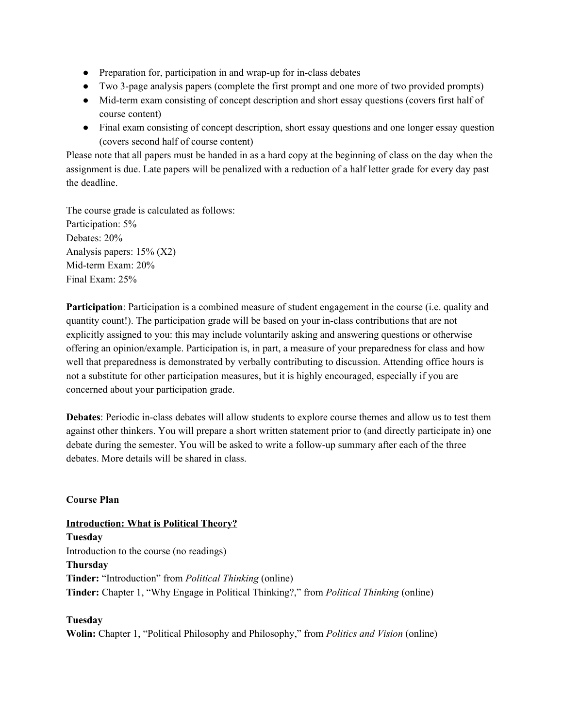- Preparation for, participation in and wrap-up for in-class debates
- Two 3-page analysis papers (complete the first prompt and one more of two provided prompts)
- Mid-term exam consisting of concept description and short essay questions (covers first half of course content)
- Final exam consisting of concept description, short essay questions and one longer essay question (covers second half of course content)

Please note that all papers must be handed in as a hard copy at the beginning of class on the day when the assignment is due. Late papers will be penalized with a reduction of a half letter grade for every day past the deadline.

The course grade is calculated as follows:
Participation: 5%
Debates: 20%
Analysis papers: 15% (X2)
Mid-term Exam: 20%
Final Exam: 25%

**Participation**: Participation is a combined measure of student engagement in the course (i.e. quality and quantity count!). The participation grade will be based on your in-class contributions that are not explicitly assigned to you: this may include voluntarily asking and answering questions or otherwise offering an opinion/example. Participation is, in part, a measure of your preparedness for class and how well that preparedness is demonstrated by verbally contributing to discussion. Attending office hours is not a substitute for other participation measures, but it is highly encouraged, especially if you are concerned about your participation grade.

**Debates**: Periodic in-class debates will allow students to explore course themes and allow us to test them against other thinkers. You will prepare a short written statement prior to (and directly participate in) one debate during the semester. You will be asked to write a follow-up summary after each of the three debates. More details will be shared in class.

**Course Plan**

**Introduction: What is Political Theory?**

**Tuesday**
Introduction to the course (no readings)

**Thursday**
**Tinder:** "Introduction" from *Political Thinking* (online)
**Tinder:** Chapter 1, "Why Engage in Political Thinking?," from *Political Thinking* (online)

**Tuesday**
**Wolin:** Chapter 1, "Political Philosophy and Philosophy," from *Politics and Vision* (online)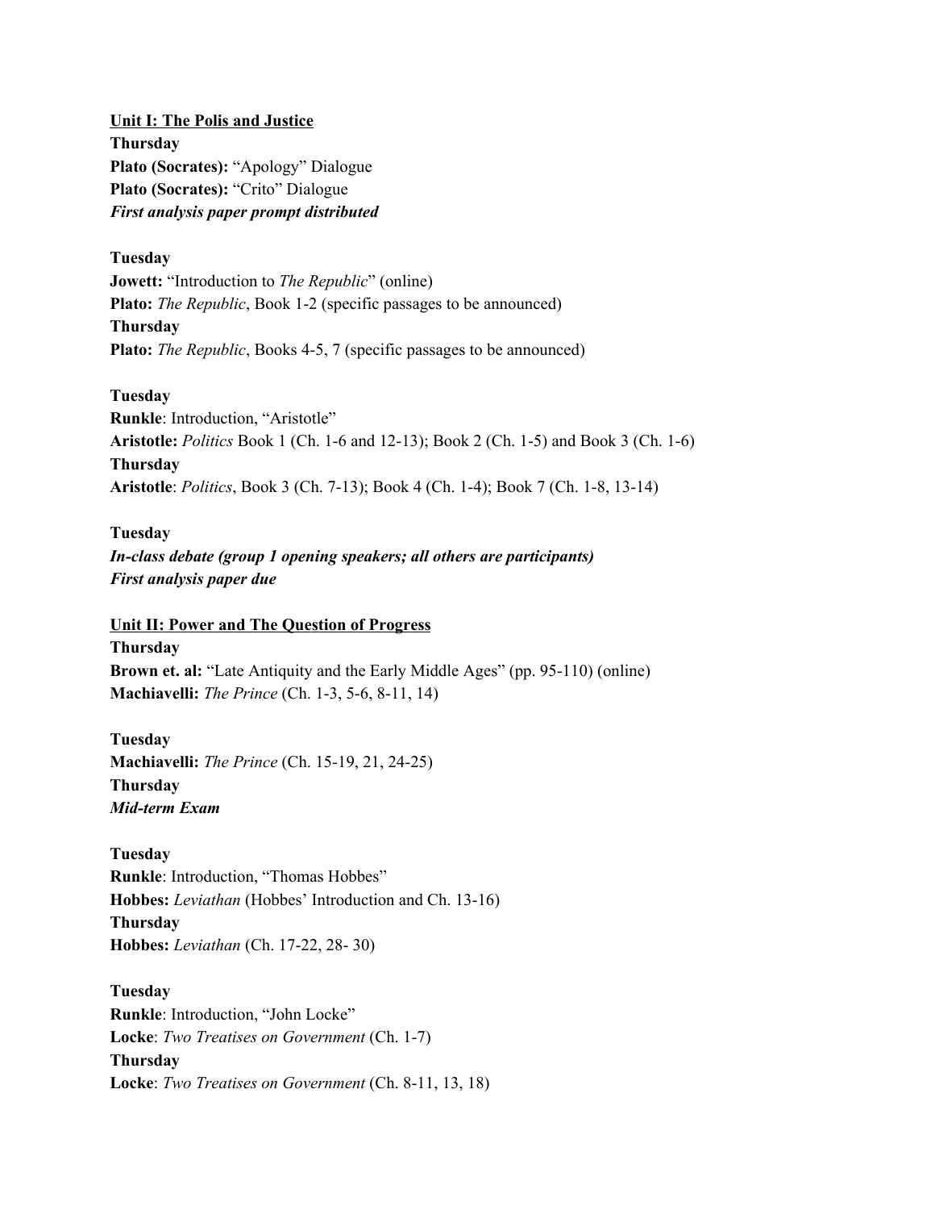**Unit I: The Polis and Justice**

**Thursday**
**Plato (Socrates):** "Apology" Dialogue
**Plato (Socrates):** "Crito" Dialogue
***First analysis paper prompt distributed***

**Tuesday**
**Jowett:** "Introduction to *The Republic*" (online)
**Plato:** *The Republic*, Book 1-2 (specific passages to be announced)
**Thursday**
**Plato:** *The Republic*, Books 4-5, 7 (specific passages to be announced)

**Tuesday**
**Runkle**: Introduction, "Aristotle"
**Aristotle:** *Politics* Book 1 (Ch. 1-6 and 12-13); Book 2 (Ch. 1-5) and Book 3 (Ch. 1-6)
**Thursday**
**Aristotle**: *Politics*, Book 3 (Ch. 7-13); Book 4 (Ch. 1-4); Book 7 (Ch. 1-8, 13-14)

**Tuesday**
***In-class debate (group 1 opening speakers; all others are participants)***
***First analysis paper due***

**Unit II: Power and The Question of Progress**

**Thursday**
**Brown et. al:** "Late Antiquity and the Early Middle Ages" (pp. 95-110) (online)
**Machiavelli:** *The Prince* (Ch. 1-3, 5-6, 8-11, 14)

**Tuesday**
**Machiavelli:** *The Prince* (Ch. 15-19, 21, 24-25)
**Thursday**
***Mid-term Exam***

**Tuesday**
**Runkle**: Introduction, "Thomas Hobbes"
**Hobbes:** *Leviathan* (Hobbes' Introduction and Ch. 13-16)
**Thursday**
**Hobbes:** *Leviathan* (Ch. 17-22, 28- 30)

**Tuesday**
**Runkle**: Introduction, "John Locke"
**Locke**: *Two Treatises on Government* (Ch. 1-7)
**Thursday**
**Locke**: *Two Treatises on Government* (Ch. 8-11, 13, 18)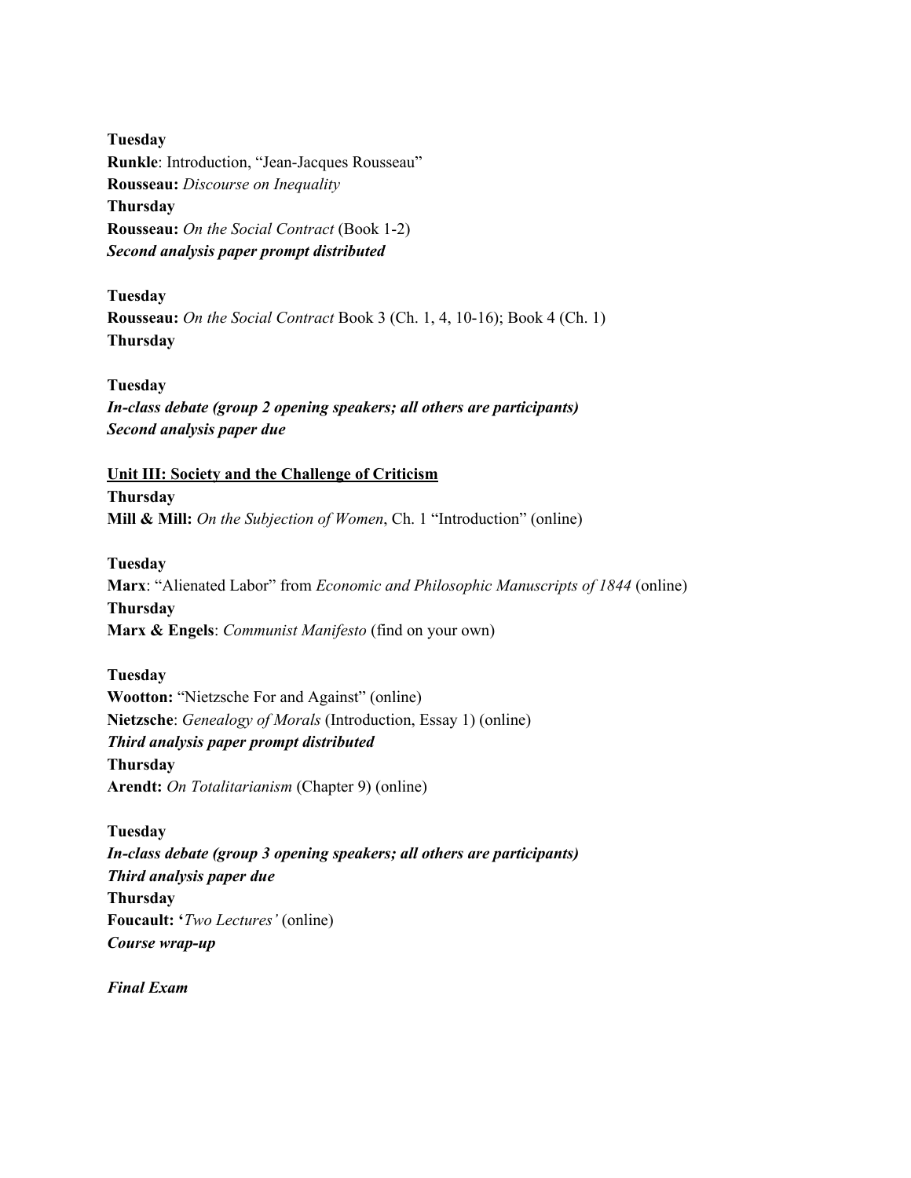**Tuesday**
**Runkle**: Introduction, "Jean-Jacques Rousseau"
**Rousseau:** *Discourse on Inequality*
**Thursday**
**Rousseau:** *On the Social Contract* (Book 1-2)
***Second analysis paper prompt distributed***

**Tuesday**
**Rousseau:** *On the Social Contract* Book 3 (Ch. 1, 4, 10-16); Book 4 (Ch. 1)
**Thursday**

**Tuesday**
***In-class debate (group 2 opening speakers; all others are participants)***
***Second analysis paper due***

**<u>Unit III: Society and the Challenge of Criticism</u>**
**Thursday**
**Mill & Mill:** *On the Subjection of Women*, Ch. 1 "Introduction" (online)

**Tuesday**
**Marx**: "Alienated Labor" from *Economic and Philosophic Manuscripts of 1844* (online)
**Thursday**
**Marx & Engels**: *Communist Manifesto* (find on your own)

**Tuesday**
**Wootton:** "Nietzsche For and Against" (online)
**Nietzsche**: *Genealogy of Morals* (Introduction, Essay 1) (online)
***Third analysis paper prompt distributed***
**Thursday**
**Arendt:** *On Totalitarianism* (Chapter 9) (online)

**Tuesday**
***In-class debate (group 3 opening speakers; all others are participants)***
***Third analysis paper due***
**Thursday**
**Foucault: '***Two Lectures'* (online)
***Course wrap-up***

***Final Exam***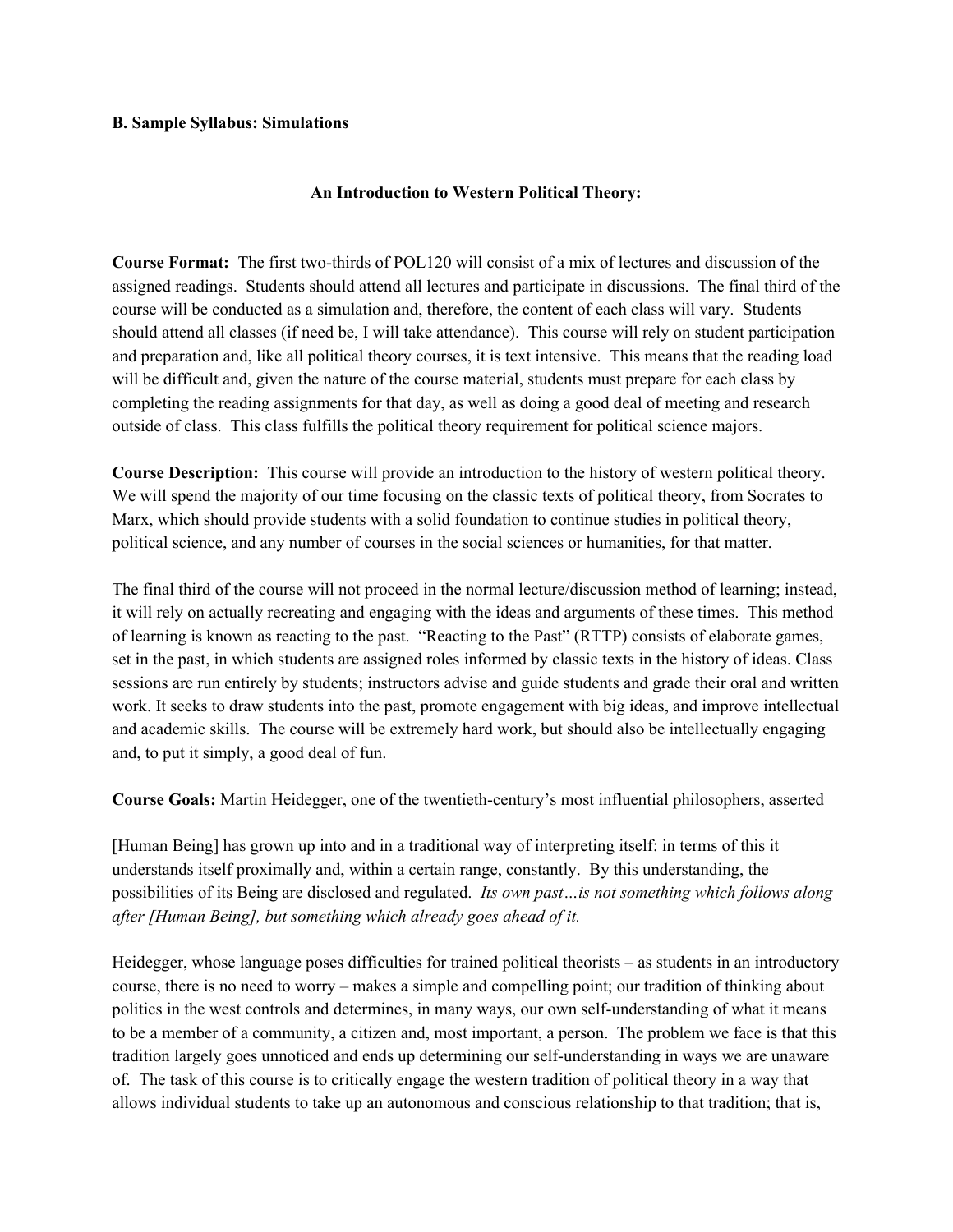**B. Sample Syllabus: Simulations**

**An Introduction to Western Political Theory:**

**Course Format:** The first two-thirds of POL120 will consist of a mix of lectures and discussion of the assigned readings. Students should attend all lectures and participate in discussions. The final third of the course will be conducted as a simulation and, therefore, the content of each class will vary. Students should attend all classes (if need be, I will take attendance). This course will rely on student participation and preparation and, like all political theory courses, it is text intensive. This means that the reading load will be difficult and, given the nature of the course material, students must prepare for each class by completing the reading assignments for that day, as well as doing a good deal of meeting and research outside of class. This class fulfills the political theory requirement for political science majors.

**Course Description:** This course will provide an introduction to the history of western political theory. We will spend the majority of our time focusing on the classic texts of political theory, from Socrates to Marx, which should provide students with a solid foundation to continue studies in political theory, political science, and any number of courses in the social sciences or humanities, for that matter.

The final third of the course will not proceed in the normal lecture/discussion method of learning; instead, it will rely on actually recreating and engaging with the ideas and arguments of these times. This method of learning is known as reacting to the past. "Reacting to the Past" (RTTP) consists of elaborate games, set in the past, in which students are assigned roles informed by classic texts in the history of ideas. Class sessions are run entirely by students; instructors advise and guide students and grade their oral and written work. It seeks to draw students into the past, promote engagement with big ideas, and improve intellectual and academic skills. The course will be extremely hard work, but should also be intellectually engaging and, to put it simply, a good deal of fun.

**Course Goals:** Martin Heidegger, one of the twentieth-century's most influential philosophers, asserted

[Human Being] has grown up into and in a traditional way of interpreting itself: in terms of this it understands itself proximally and, within a certain range, constantly. By this understanding, the possibilities of its Being are disclosed and regulated. *Its own past…is not something which follows along after [Human Being], but something which already goes ahead of it.*

Heidegger, whose language poses difficulties for trained political theorists – as students in an introductory course, there is no need to worry – makes a simple and compelling point; our tradition of thinking about politics in the west controls and determines, in many ways, our own self-understanding of what it means to be a member of a community, a citizen and, most important, a person. The problem we face is that this tradition largely goes unnoticed and ends up determining our self-understanding in ways we are unaware of. The task of this course is to critically engage the western tradition of political theory in a way that allows individual students to take up an autonomous and conscious relationship to that tradition; that is,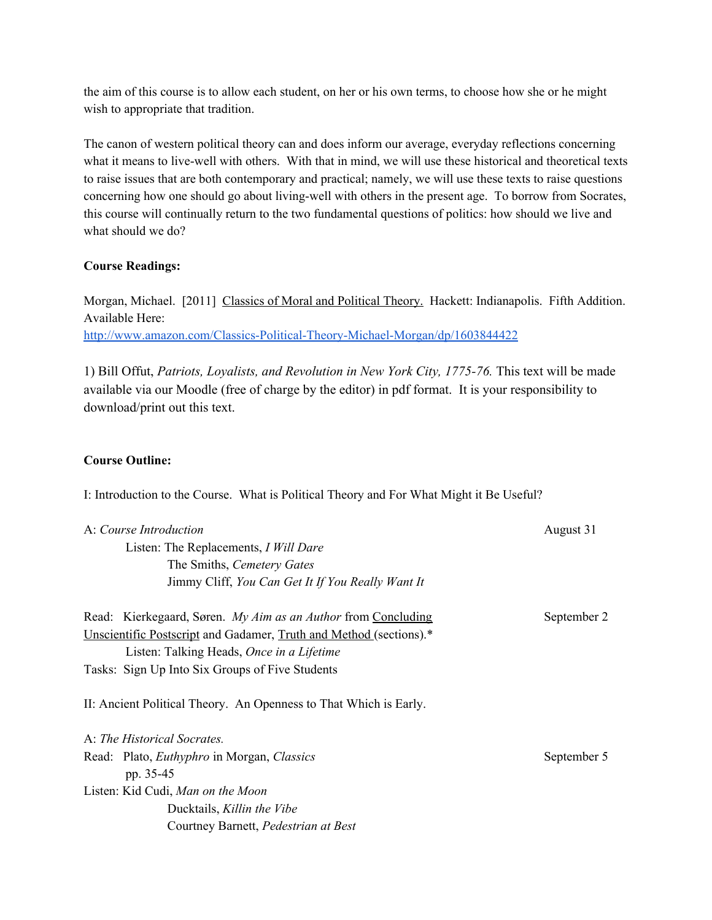the aim of this course is to allow each student, on her or his own terms, to choose how she or he might wish to appropriate that tradition.

The canon of western political theory can and does inform our average, everyday reflections concerning what it means to live-well with others. With that in mind, we will use these historical and theoretical texts to raise issues that are both contemporary and practical; namely, we will use these texts to raise questions concerning how one should go about living-well with others in the present age. To borrow from Socrates, this course will continually return to the two fundamental questions of politics: how should we live and what should we do?

**Course Readings:**

Morgan, Michael. [2011] Classics of Moral and Political Theory. Hackett: Indianapolis. Fifth Addition. Available Here:
http://www.amazon.com/Classics-Political-Theory-Michael-Morgan/dp/1603844422

1) Bill Offut, *Patriots, Loyalists, and Revolution in New York City, 1775-76.* This text will be made available via our Moodle (free of charge by the editor) in pdf format. It is your responsibility to download/print out this text.

**Course Outline:**

I: Introduction to the Course. What is Political Theory and For What Might it Be Useful?

A: *Course Introduction* — August 31

Listen: The Replacements, *I Will Dare*
The Smiths, *Cemetery Gates*
Jimmy Cliff, *You Can Get It If You Really Want It*

Read: Kierkegaard, Søren. *My Aim as an Author* from Concluding Unscientific Postscript and Gadamer, Truth and Method (sections).* — September 2

Listen: Talking Heads, *Once in a Lifetime*
Tasks: Sign Up Into Six Groups of Five Students

II: Ancient Political Theory. An Openness to That Which is Early.

A: *The Historical Socrates.*

Read: Plato, *Euthyphro* in Morgan, *Classics* pp. 35-45 — September 5

Listen: Kid Cudi, *Man on the Moon*
Ducktails, *Killin the Vibe*
Courtney Barnett, *Pedestrian at Best*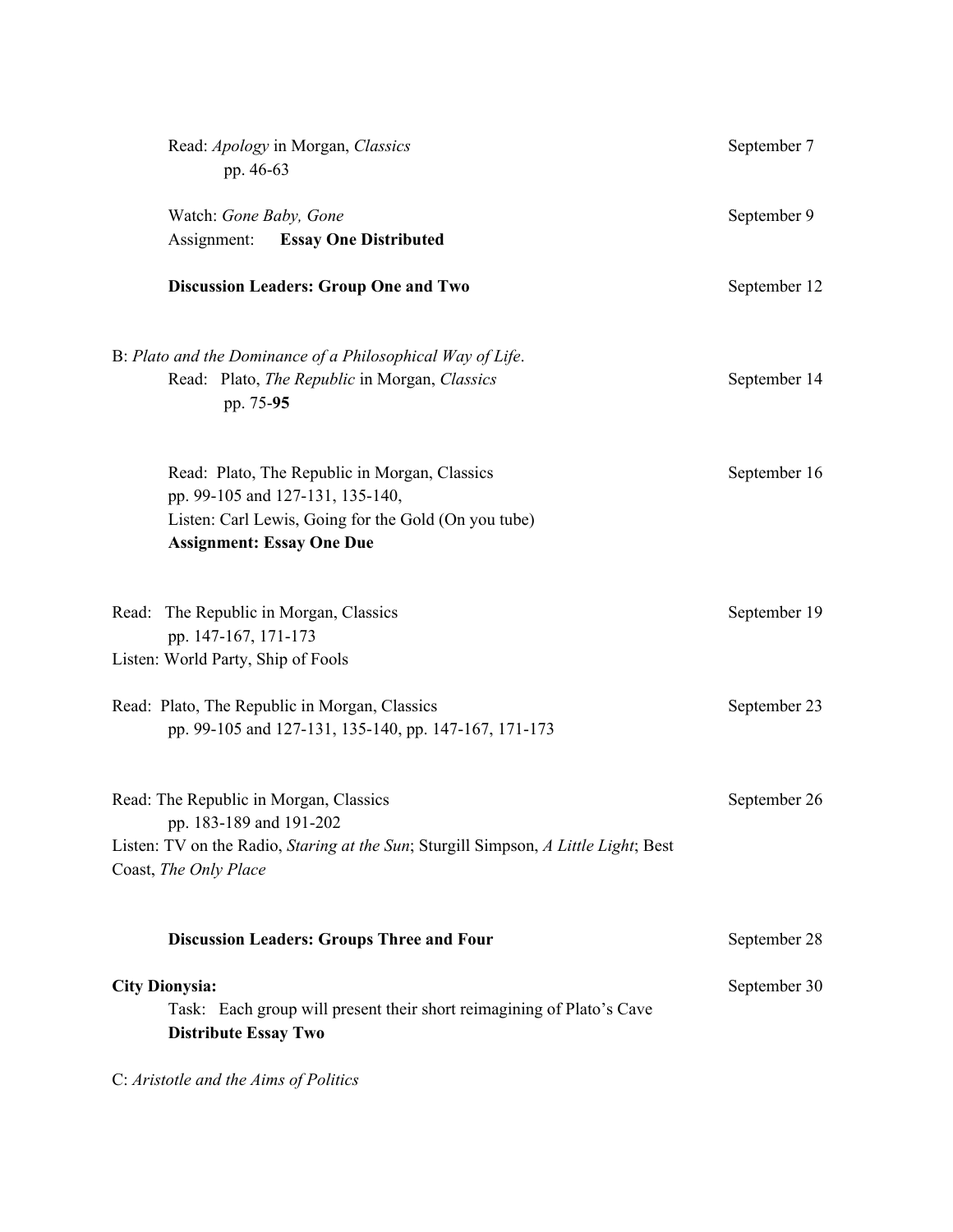Read: *Apology* in Morgan, *Classics* pp. 46-63 — September 7

Watch: *Gone Baby, Gone* — September 9
Assignment: **Essay One Distributed**

**Discussion Leaders: Group One and Two** — September 12

B: *Plato and the Dominance of a Philosophical Way of Life*.

Read: Plato, *The Republic* in Morgan, *Classics* pp. 75-**95** — September 14

Read: Plato, The Republic in Morgan, Classics — September 16
pp. 99-105 and 127-131, 135-140,
Listen: Carl Lewis, Going for the Gold (On you tube)
**Assignment: Essay One Due**

Read: The Republic in Morgan, Classics — September 19
pp. 147-167, 171-173
Listen: World Party, Ship of Fools

Read: Plato, The Republic in Morgan, Classics — September 23
pp. 99-105 and 127-131, 135-140, pp. 147-167, 171-173

Read: The Republic in Morgan, Classics — September 26
pp. 183-189 and 191-202
Listen: TV on the Radio, *Staring at the Sun*; Sturgill Simpson, *A Little Light*; Best Coast, *The Only Place*

**Discussion Leaders: Groups Three and Four** — September 28

**City Dionysia:** — September 30
Task: Each group will present their short reimagining of Plato's Cave
**Distribute Essay Two**

C: *Aristotle and the Aims of Politics*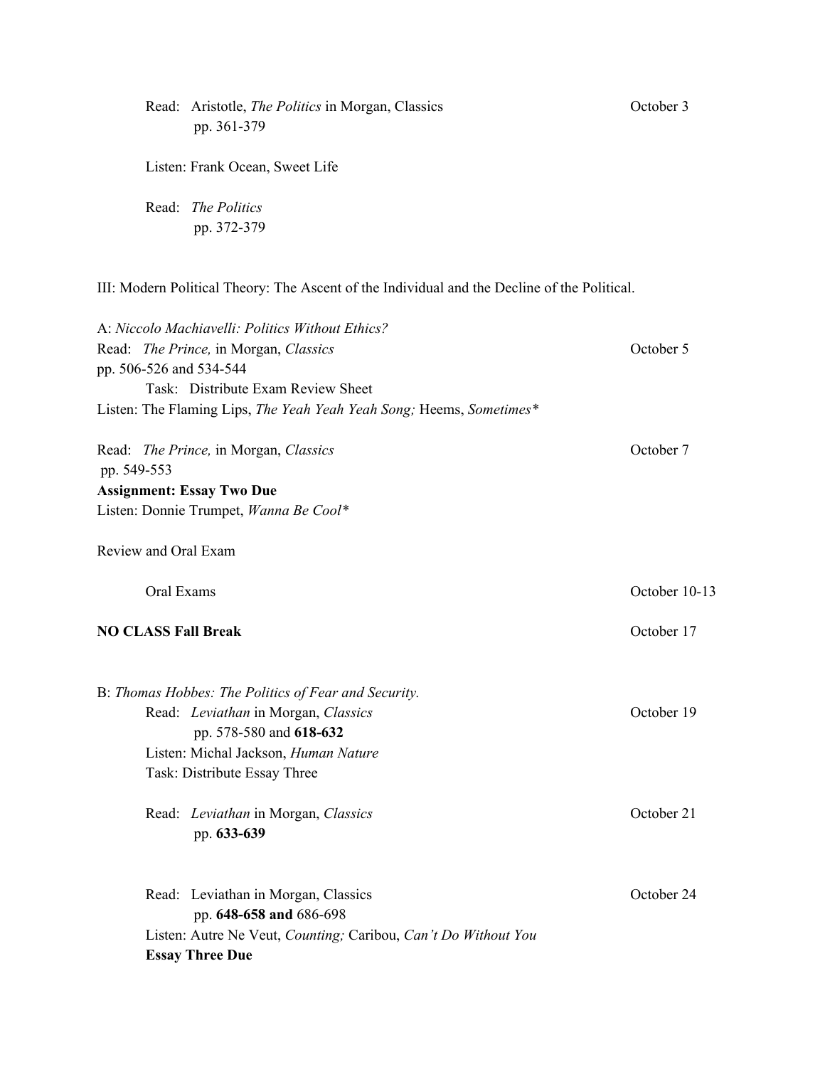Read: Aristotle, *The Politics* in Morgan, Classics pp. 361-379 — October 3

Listen: Frank Ocean, Sweet Life

Read: *The Politics* pp. 372-379

III: Modern Political Theory: The Ascent of the Individual and the Decline of the Political.

A: *Niccolo Machiavelli: Politics Without Ethics?*

Read: *The Prince,* in Morgan, *Classics* pp. 506-526 and 534-544 — October 5

Task: Distribute Exam Review Sheet

Listen: The Flaming Lips, *The Yeah Yeah Yeah Song;* Heems, *Sometimes**

Read: *The Prince,* in Morgan, *Classics* pp. 549-553 — October 7

**Assignment: Essay Two Due**

Listen: Donnie Trumpet, *Wanna Be Cool**

Review and Oral Exam

Oral Exams — October 10-13

**NO CLASS Fall Break** — October 17

B: *Thomas Hobbes: The Politics of Fear and Security.*

Read: *Leviathan* in Morgan, *Classics* pp. 578-580 and **618-632** — October 19

Listen: Michal Jackson, *Human Nature*

Task: Distribute Essay Three

Read: *Leviathan* in Morgan, *Classics* pp. **633-639** — October 21

Read: Leviathan in Morgan, Classics pp. **648-658 and** 686-698 — October 24

Listen: Autre Ne Veut, *Counting;* Caribou, *Can't Do Without You*

**Essay Three Due**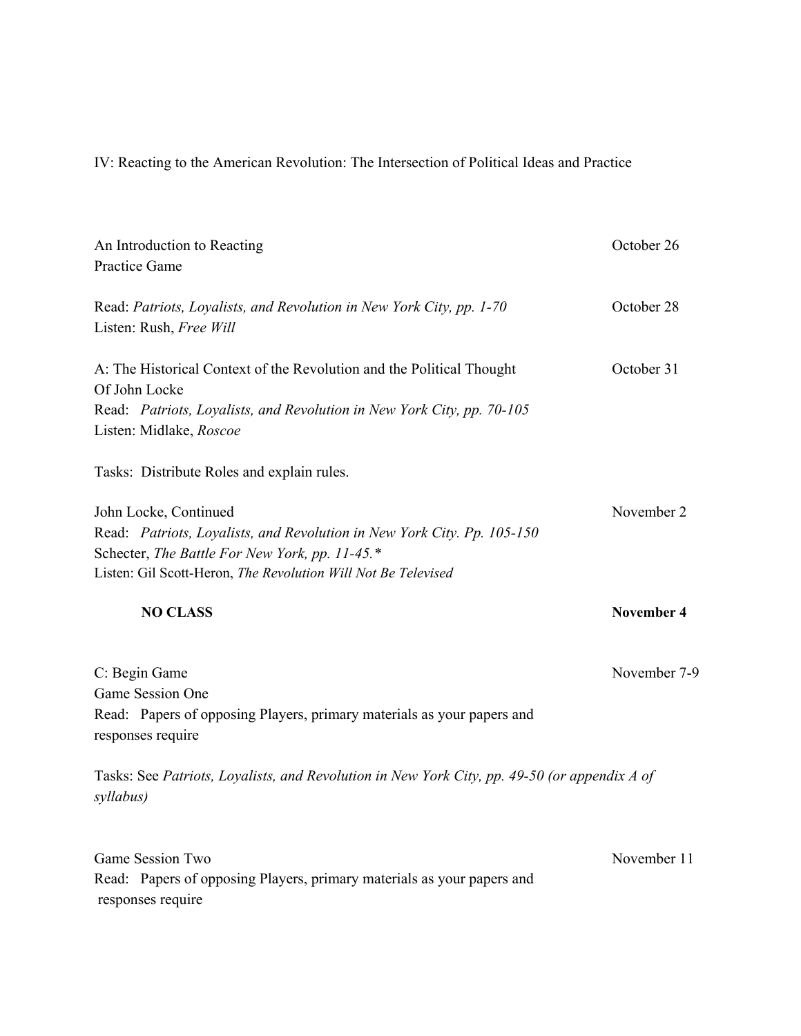## IV: Reacting to the American Revolution: The Intersection of Political Ideas and Practice

An Introduction to Reacting — October 26
Practice Game

Read: *Patriots, Loyalists, and Revolution in New York City, pp. 1-70* — October 28
Listen: Rush, *Free Will*

A: The Historical Context of the Revolution and the Political Thought Of John Locke — October 31
Read: *Patriots, Loyalists, and Revolution in New York City, pp. 70-105*
Listen: Midlake, *Roscoe*

Tasks: Distribute Roles and explain rules.

John Locke, Continued — November 2
Read: *Patriots, Loyalists, and Revolution in New York City. Pp. 105-150*
Schecter, *The Battle For New York, pp. 11-45.**
Listen: Gil Scott-Heron, *The Revolution Will Not Be Televised*

**NO CLASS** — **November 4**

C: Begin Game — November 7-9
Game Session One
Read: Papers of opposing Players, primary materials as your papers and responses require

Tasks: See *Patriots, Loyalists, and Revolution in New York City, pp. 49-50 (or appendix A of syllabus)*

Game Session Two — November 11
Read: Papers of opposing Players, primary materials as your papers and responses require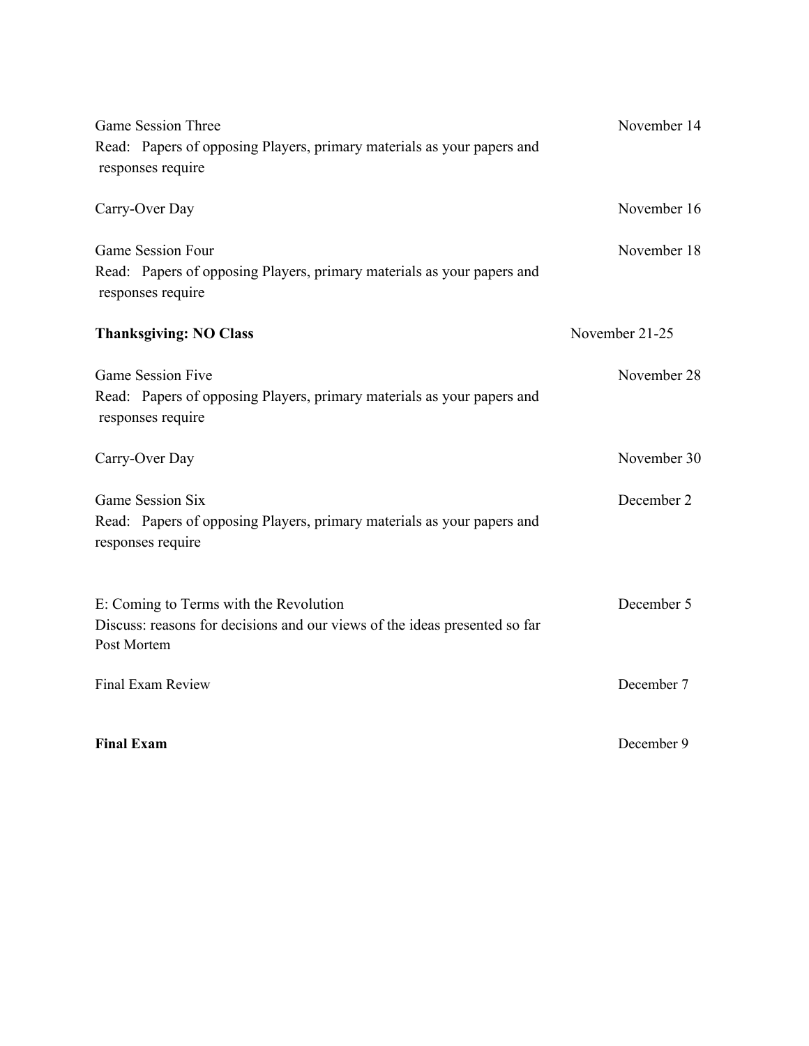Game Session Three — November 14
Read: Papers of opposing Players, primary materials as your papers and responses require

Carry-Over Day — November 16

Game Session Four — November 18
Read: Papers of opposing Players, primary materials as your papers and responses require

**Thanksgiving: NO Class** — November 21-25

Game Session Five — November 28
Read: Papers of opposing Players, primary materials as your papers and responses require

Carry-Over Day — November 30

Game Session Six — December 2
Read: Papers of opposing Players, primary materials as your papers and responses require

E: Coming to Terms with the Revolution — December 5
Discuss: reasons for decisions and our views of the ideas presented so far
Post Mortem

Final Exam Review — December 7

**Final Exam** — December 9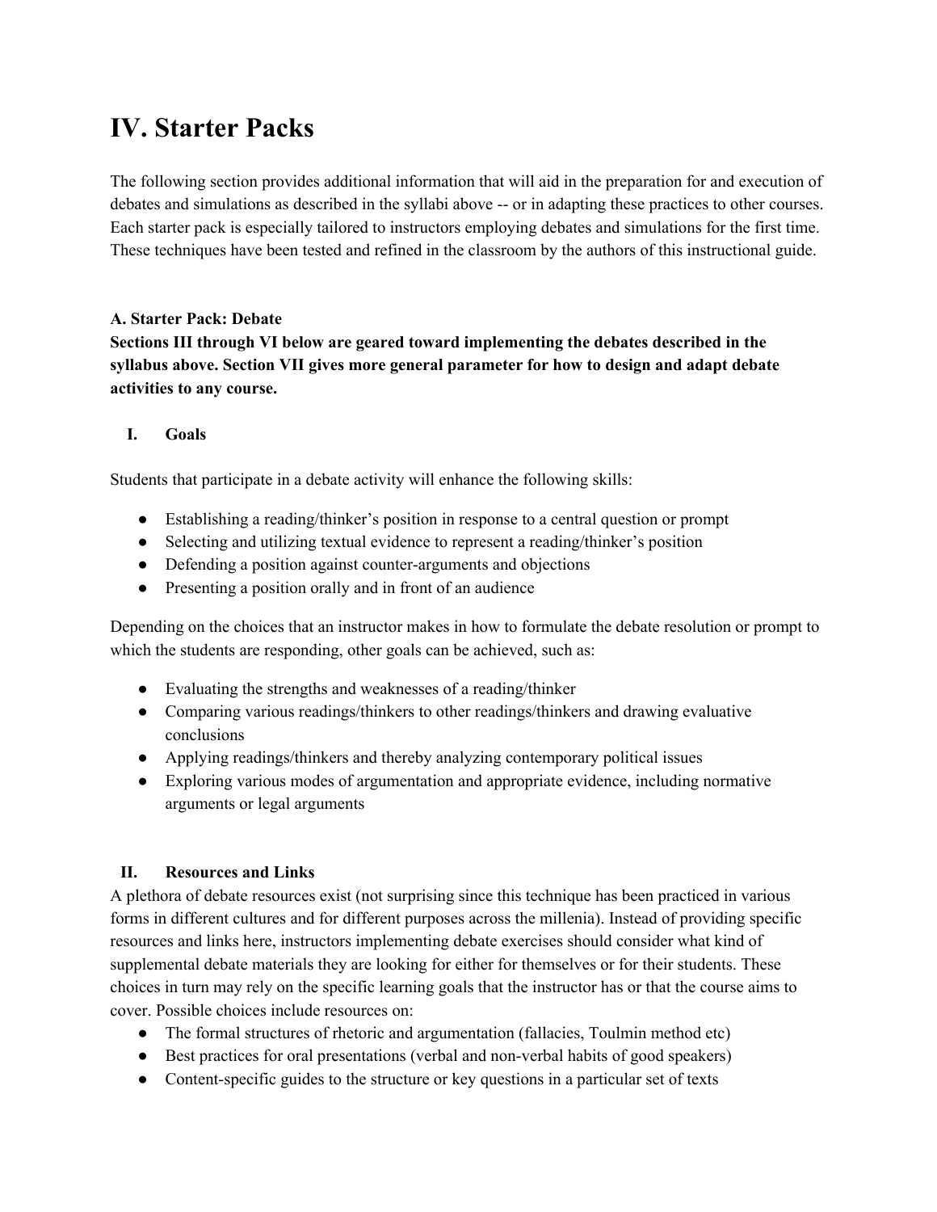# IV. Starter Packs

The following section provides additional information that will aid in the preparation for and execution of debates and simulations as described in the syllabi above -- or in adapting these practices to other courses. Each starter pack is especially tailored to instructors employing debates and simulations for the first time. These techniques have been tested and refined in the classroom by the authors of this instructional guide.

### A. Starter Pack: Debate

**Sections III through VI below are geared toward implementing the debates described in the syllabus above. Section VII gives more general parameter for how to design and adapt debate activities to any course.**

#### I. Goals

Students that participate in a debate activity will enhance the following skills:

- Establishing a reading/thinker's position in response to a central question or prompt
- Selecting and utilizing textual evidence to represent a reading/thinker's position
- Defending a position against counter-arguments and objections
- Presenting a position orally and in front of an audience

Depending on the choices that an instructor makes in how to formulate the debate resolution or prompt to which the students are responding, other goals can be achieved, such as:

- Evaluating the strengths and weaknesses of a reading/thinker
- Comparing various readings/thinkers to other readings/thinkers and drawing evaluative conclusions
- Applying readings/thinkers and thereby analyzing contemporary political issues
- Exploring various modes of argumentation and appropriate evidence, including normative arguments or legal arguments

#### II. Resources and Links

A plethora of debate resources exist (not surprising since this technique has been practiced in various forms in different cultures and for different purposes across the millenia). Instead of providing specific resources and links here, instructors implementing debate exercises should consider what kind of supplemental debate materials they are looking for either for themselves or for their students. These choices in turn may rely on the specific learning goals that the instructor has or that the course aims to cover. Possible choices include resources on:

- The formal structures of rhetoric and argumentation (fallacies, Toulmin method etc)
- Best practices for oral presentations (verbal and non-verbal habits of good speakers)
- Content-specific guides to the structure or key questions in a particular set of texts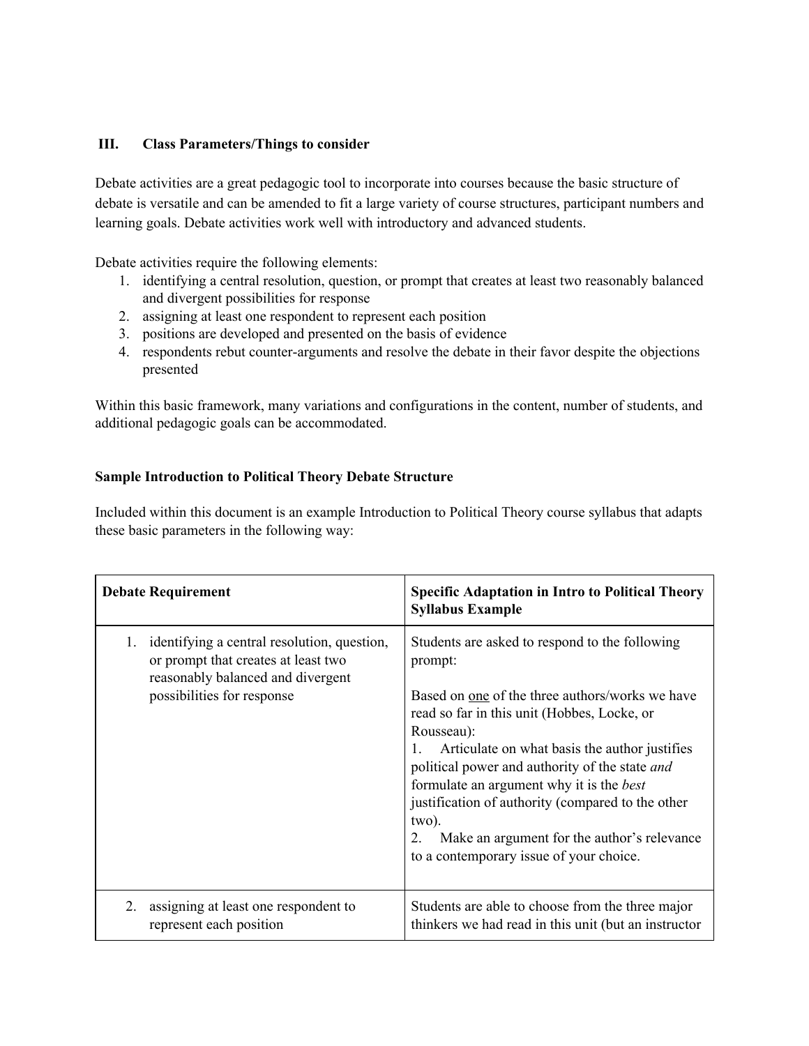### III. Class Parameters/Things to consider

Debate activities are a great pedagogic tool to incorporate into courses because the basic structure of debate is versatile and can be amended to fit a large variety of course structures, participant numbers and learning goals. Debate activities work well with introductory and advanced students.

Debate activities require the following elements:

1. identifying a central resolution, question, or prompt that creates at least two reasonably balanced and divergent possibilities for response
2. assigning at least one respondent to represent each position
3. positions are developed and presented on the basis of evidence
4. respondents rebut counter-arguments and resolve the debate in their favor despite the objections presented

Within this basic framework, many variations and configurations in the content, number of students, and additional pedagogic goals can be accommodated.

**Sample Introduction to Political Theory Debate Structure**

Included within this document is an example Introduction to Political Theory course syllabus that adapts these basic parameters in the following way:

| **Debate Requirement** | **Specific Adaptation in Intro to Political Theory Syllabus Example** |
|---|---|
| 1. identifying a central resolution, question, or prompt that creates at least two reasonably balanced and divergent possibilities for response | Students are asked to respond to the following prompt:<br><br>Based on <u>one</u> of the three authors/works we have read so far in this unit (Hobbes, Locke, or Rousseau):<br>1. Articulate on what basis the author justifies political power and authority of the state *and* formulate an argument why it is the *best* justification of authority (compared to the other two).<br>2. Make an argument for the author's relevance to a contemporary issue of your choice. |
| 2. assigning at least one respondent to represent each position | Students are able to choose from the three major thinkers we had read in this unit (but an instructor |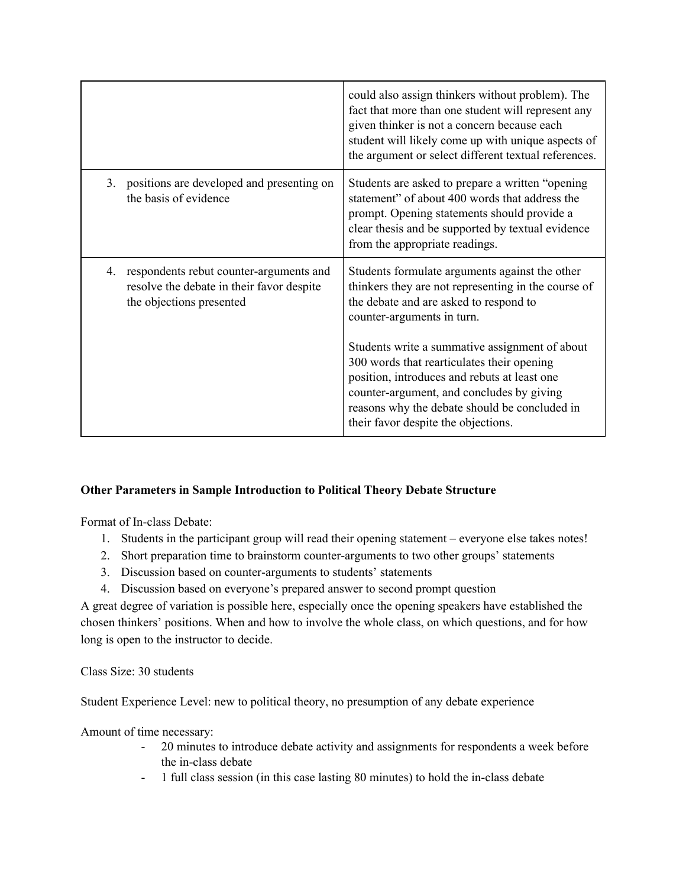| | |
|---|---|
| | could also assign thinkers without problem). The fact that more than one student will represent any given thinker is not a concern because each student will likely come up with unique aspects of the argument or select different textual references. |
| 3. positions are developed and presenting on the basis of evidence | Students are asked to prepare a written "opening statement" of about 400 words that address the prompt. Opening statements should provide a clear thesis and be supported by textual evidence from the appropriate readings. |
| 4. respondents rebut counter-arguments and resolve the debate in their favor despite the objections presented | Students formulate arguments against the other thinkers they are not representing in the course of the debate and are asked to respond to counter-arguments in turn.<br><br>Students write a summative assignment of about 300 words that rearticulates their opening position, introduces and rebuts at least one counter-argument, and concludes by giving reasons why the debate should be concluded in their favor despite the objections. |

**Other Parameters in Sample Introduction to Political Theory Debate Structure**

Format of In-class Debate:

1. Students in the participant group will read their opening statement – everyone else takes notes!
2. Short preparation time to brainstorm counter-arguments to two other groups' statements
3. Discussion based on counter-arguments to students' statements
4. Discussion based on everyone's prepared answer to second prompt question

A great degree of variation is possible here, especially once the opening speakers have established the chosen thinkers' positions. When and how to involve the whole class, on which questions, and for how long is open to the instructor to decide.

Class Size: 30 students

Student Experience Level: new to political theory, no presumption of any debate experience

Amount of time necessary:

- 20 minutes to introduce debate activity and assignments for respondents a week before the in-class debate
- 1 full class session (in this case lasting 80 minutes) to hold the in-class debate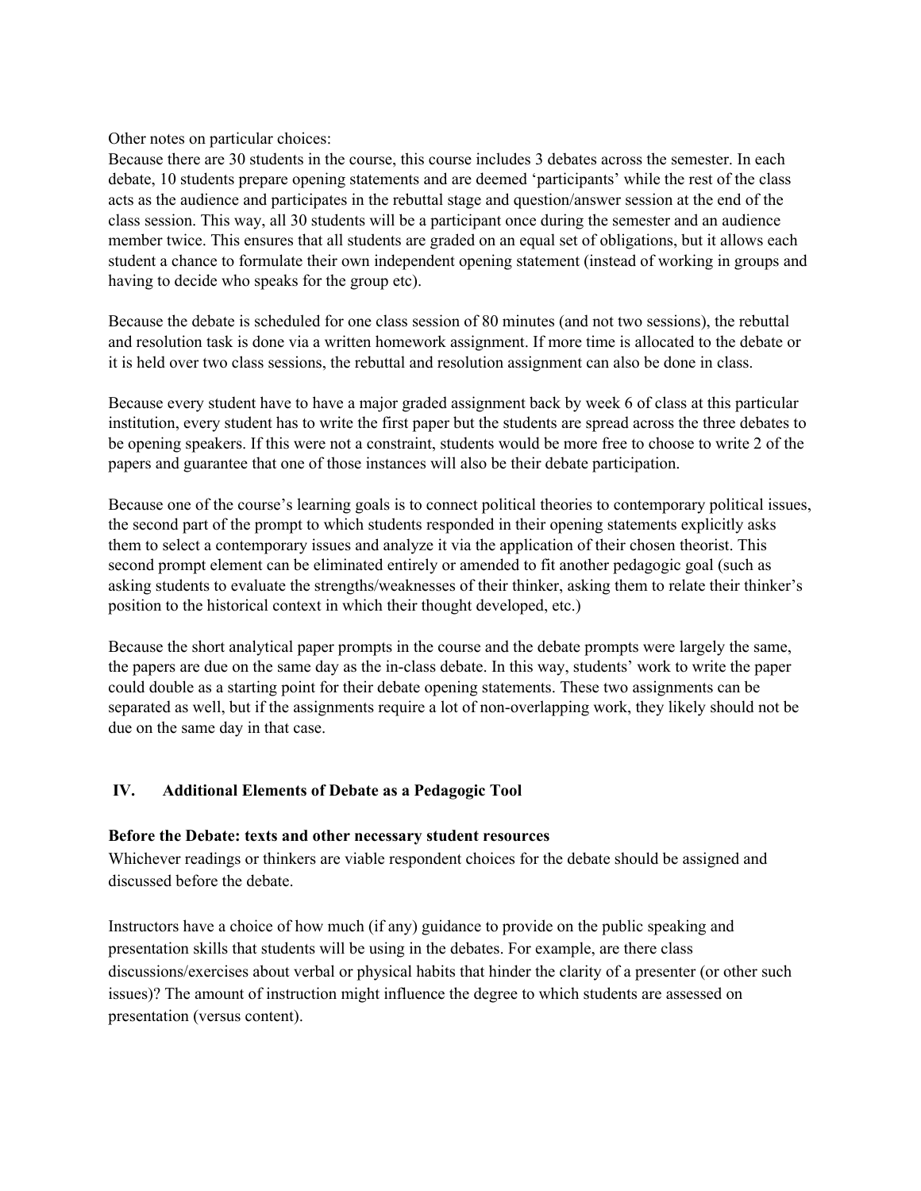Other notes on particular choices:
Because there are 30 students in the course, this course includes 3 debates across the semester. In each debate, 10 students prepare opening statements and are deemed 'participants' while the rest of the class acts as the audience and participates in the rebuttal stage and question/answer session at the end of the class session. This way, all 30 students will be a participant once during the semester and an audience member twice. This ensures that all students are graded on an equal set of obligations, but it allows each student a chance to formulate their own independent opening statement (instead of working in groups and having to decide who speaks for the group etc).

Because the debate is scheduled for one class session of 80 minutes (and not two sessions), the rebuttal and resolution task is done via a written homework assignment. If more time is allocated to the debate or it is held over two class sessions, the rebuttal and resolution assignment can also be done in class.

Because every student have to have a major graded assignment back by week 6 of class at this particular institution, every student has to write the first paper but the students are spread across the three debates to be opening speakers. If this were not a constraint, students would be more free to choose to write 2 of the papers and guarantee that one of those instances will also be their debate participation.

Because one of the course's learning goals is to connect political theories to contemporary political issues, the second part of the prompt to which students responded in their opening statements explicitly asks them to select a contemporary issues and analyze it via the application of their chosen theorist. This second prompt element can be eliminated entirely or amended to fit another pedagogic goal (such as asking students to evaluate the strengths/weaknesses of their thinker, asking them to relate their thinker's position to the historical context in which their thought developed, etc.)

Because the short analytical paper prompts in the course and the debate prompts were largely the same, the papers are due on the same day as the in-class debate. In this way, students' work to write the paper could double as a starting point for their debate opening statements. These two assignments can be separated as well, but if the assignments require a lot of non-overlapping work, they likely should not be due on the same day in that case.

## IV. Additional Elements of Debate as a Pedagogic Tool

**Before the Debate: texts and other necessary student resources**

Whichever readings or thinkers are viable respondent choices for the debate should be assigned and discussed before the debate.

Instructors have a choice of how much (if any) guidance to provide on the public speaking and presentation skills that students will be using in the debates. For example, are there class discussions/exercises about verbal or physical habits that hinder the clarity of a presenter (or other such issues)? The amount of instruction might influence the degree to which students are assessed on presentation (versus content).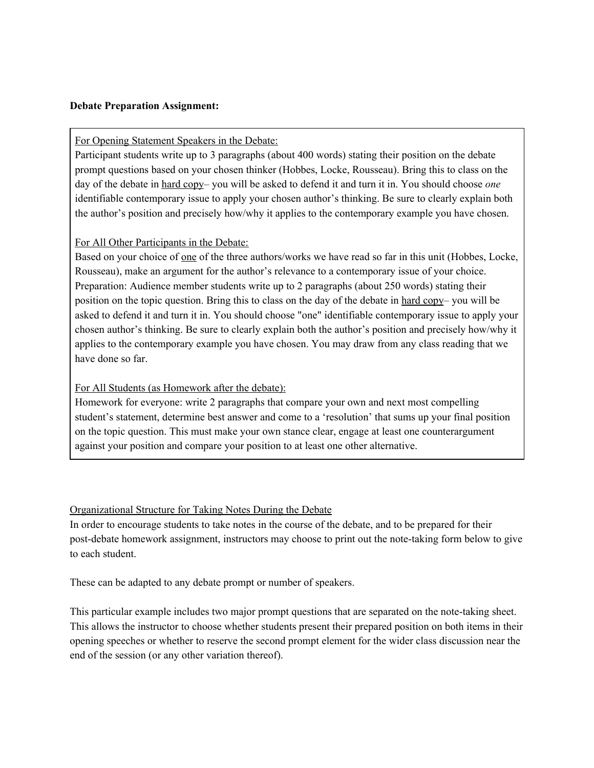**Debate Preparation Assignment:**

For Opening Statement Speakers in the Debate:
Participant students write up to 3 paragraphs (about 400 words) stating their position on the debate prompt questions based on your chosen thinker (Hobbes, Locke, Rousseau). Bring this to class on the day of the debate in hard copy– you will be asked to defend it and turn it in. You should choose *one* identifiable contemporary issue to apply your chosen author's thinking. Be sure to clearly explain both the author's position and precisely how/why it applies to the contemporary example you have chosen.

For All Other Participants in the Debate:
Based on your choice of one of the three authors/works we have read so far in this unit (Hobbes, Locke, Rousseau), make an argument for the author's relevance to a contemporary issue of your choice. Preparation: Audience member students write up to 2 paragraphs (about 250 words) stating their position on the topic question. Bring this to class on the day of the debate in hard copy– you will be asked to defend it and turn it in. You should choose "one" identifiable contemporary issue to apply your chosen author's thinking. Be sure to clearly explain both the author's position and precisely how/why it applies to the contemporary example you have chosen. You may draw from any class reading that we have done so far.

For All Students (as Homework after the debate):
Homework for everyone: write 2 paragraphs that compare your own and next most compelling student's statement, determine best answer and come to a 'resolution' that sums up your final position on the topic question. This must make your own stance clear, engage at least one counterargument against your position and compare your position to at least one other alternative.

Organizational Structure for Taking Notes During the Debate

In order to encourage students to take notes in the course of the debate, and to be prepared for their post-debate homework assignment, instructors may choose to print out the note-taking form below to give to each student.

These can be adapted to any debate prompt or number of speakers.

This particular example includes two major prompt questions that are separated on the note-taking sheet. This allows the instructor to choose whether students present their prepared position on both items in their opening speeches or whether to reserve the second prompt element for the wider class discussion near the end of the session (or any other variation thereof).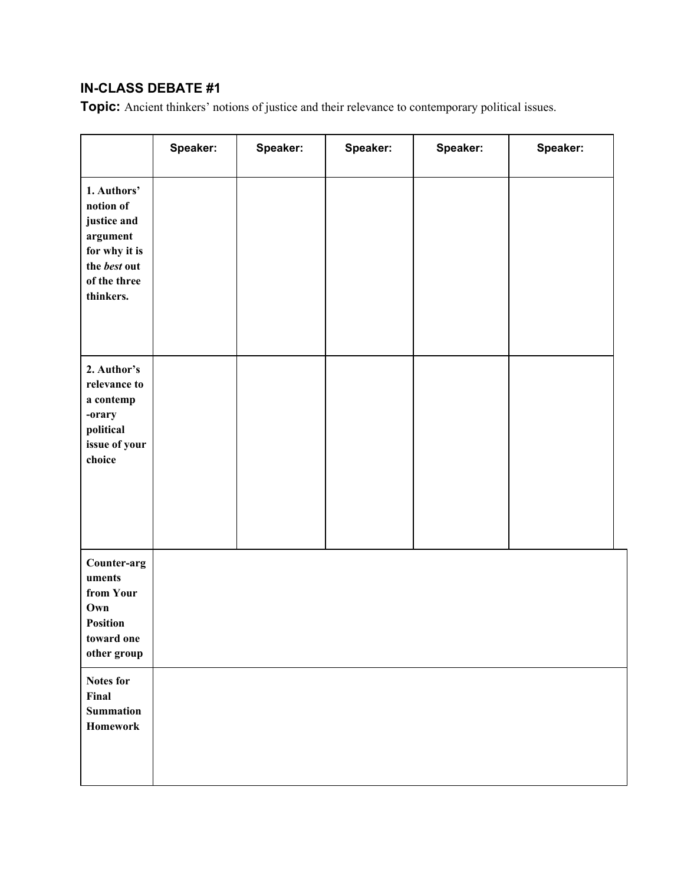### IN-CLASS DEBATE #1

**Topic:** Ancient thinkers' notions of justice and their relevance to contemporary political issues.

| | Speaker: | Speaker: | Speaker: | Speaker: | Speaker: |
|---|---|---|---|---|---|
| **1. Authors' notion of justice and argument for why it is the *best* out of the three thinkers.** | | | | | |
| **2. Author's relevance to a contemp-orary political issue of your choice** | | | | | |
| **Counter-arguments from Your Own Position toward one other group** | | | | | |
| **Notes for Final Summation Homework** | | | | | |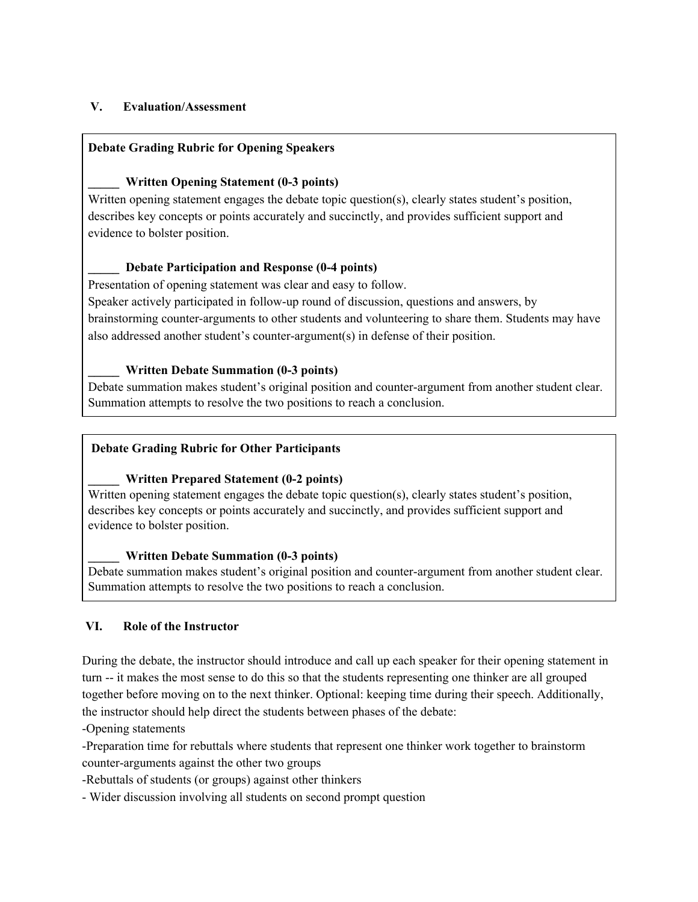## V. Evaluation/Assessment

**Debate Grading Rubric for Opening Speakers**

**_____ Written Opening Statement (0-3 points)**
Written opening statement engages the debate topic question(s), clearly states student's position, describes key concepts or points accurately and succinctly, and provides sufficient support and evidence to bolster position.

**_____ Debate Participation and Response (0-4 points)**
Presentation of opening statement was clear and easy to follow.
Speaker actively participated in follow-up round of discussion, questions and answers, by brainstorming counter-arguments to other students and volunteering to share them. Students may have also addressed another student's counter-argument(s) in defense of their position.

**_____ Written Debate Summation (0-3 points)**
Debate summation makes student's original position and counter-argument from another student clear. Summation attempts to resolve the two positions to reach a conclusion.

**Debate Grading Rubric for Other Participants**

**_____ Written Prepared Statement (0-2 points)**
Written opening statement engages the debate topic question(s), clearly states student's position, describes key concepts or points accurately and succinctly, and provides sufficient support and evidence to bolster position.

**_____ Written Debate Summation (0-3 points)**
Debate summation makes student's original position and counter-argument from another student clear. Summation attempts to resolve the two positions to reach a conclusion.

## VI. Role of the Instructor

During the debate, the instructor should introduce and call up each speaker for their opening statement in turn -- it makes the most sense to do this so that the students representing one thinker are all grouped together before moving on to the next thinker. Optional: keeping time during their speech. Additionally, the instructor should help direct the students between phases of the debate:

-Opening statements
-Preparation time for rebuttals where students that represent one thinker work together to brainstorm counter-arguments against the other two groups
-Rebuttals of students (or groups) against other thinkers
- Wider discussion involving all students on second prompt question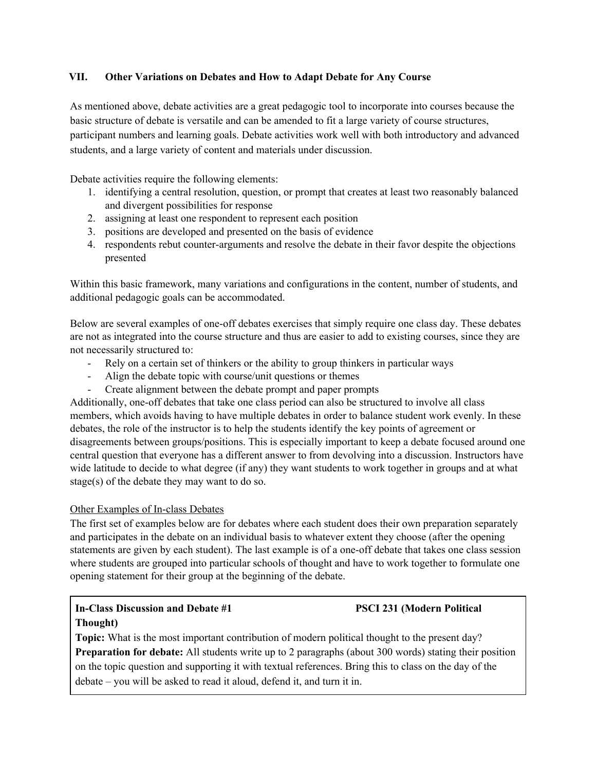### VII. Other Variations on Debates and How to Adapt Debate for Any Course

As mentioned above, debate activities are a great pedagogic tool to incorporate into courses because the basic structure of debate is versatile and can be amended to fit a large variety of course structures, participant numbers and learning goals. Debate activities work well with both introductory and advanced students, and a large variety of content and materials under discussion.

Debate activities require the following elements:

1. identifying a central resolution, question, or prompt that creates at least two reasonably balanced and divergent possibilities for response
2. assigning at least one respondent to represent each position
3. positions are developed and presented on the basis of evidence
4. respondents rebut counter-arguments and resolve the debate in their favor despite the objections presented

Within this basic framework, many variations and configurations in the content, number of students, and additional pedagogic goals can be accommodated.

Below are several examples of one-off debates exercises that simply require one class day. These debates are not as integrated into the course structure and thus are easier to add to existing courses, since they are not necessarily structured to:

- Rely on a certain set of thinkers or the ability to group thinkers in particular ways
- Align the debate topic with course/unit questions or themes
- Create alignment between the debate prompt and paper prompts

Additionally, one-off debates that take one class period can also be structured to involve all class members, which avoids having to have multiple debates in order to balance student work evenly. In these debates, the role of the instructor is to help the students identify the key points of agreement or disagreements between groups/positions. This is especially important to keep a debate focused around one central question that everyone has a different answer to from devolving into a discussion. Instructors have wide latitude to decide to what degree (if any) they want students to work together in groups and at what stage(s) of the debate they may want to do so.

<u>Other Examples of In-class Debates</u>

The first set of examples below are for debates where each student does their own preparation separately and participates in the debate on an individual basis to whatever extent they choose (after the opening statements are given by each student). The last example is of a one-off debate that takes one class session where students are grouped into particular schools of thought and have to work together to formulate one opening statement for their group at the beginning of the debate.

**In-Class Discussion and Debate #1 PSCI 231 (Modern Political Thought)**

**Topic:** What is the most important contribution of modern political thought to the present day?

**Preparation for debate:** All students write up to 2 paragraphs (about 300 words) stating their position on the topic question and supporting it with textual references. Bring this to class on the day of the debate – you will be asked to read it aloud, defend it, and turn it in.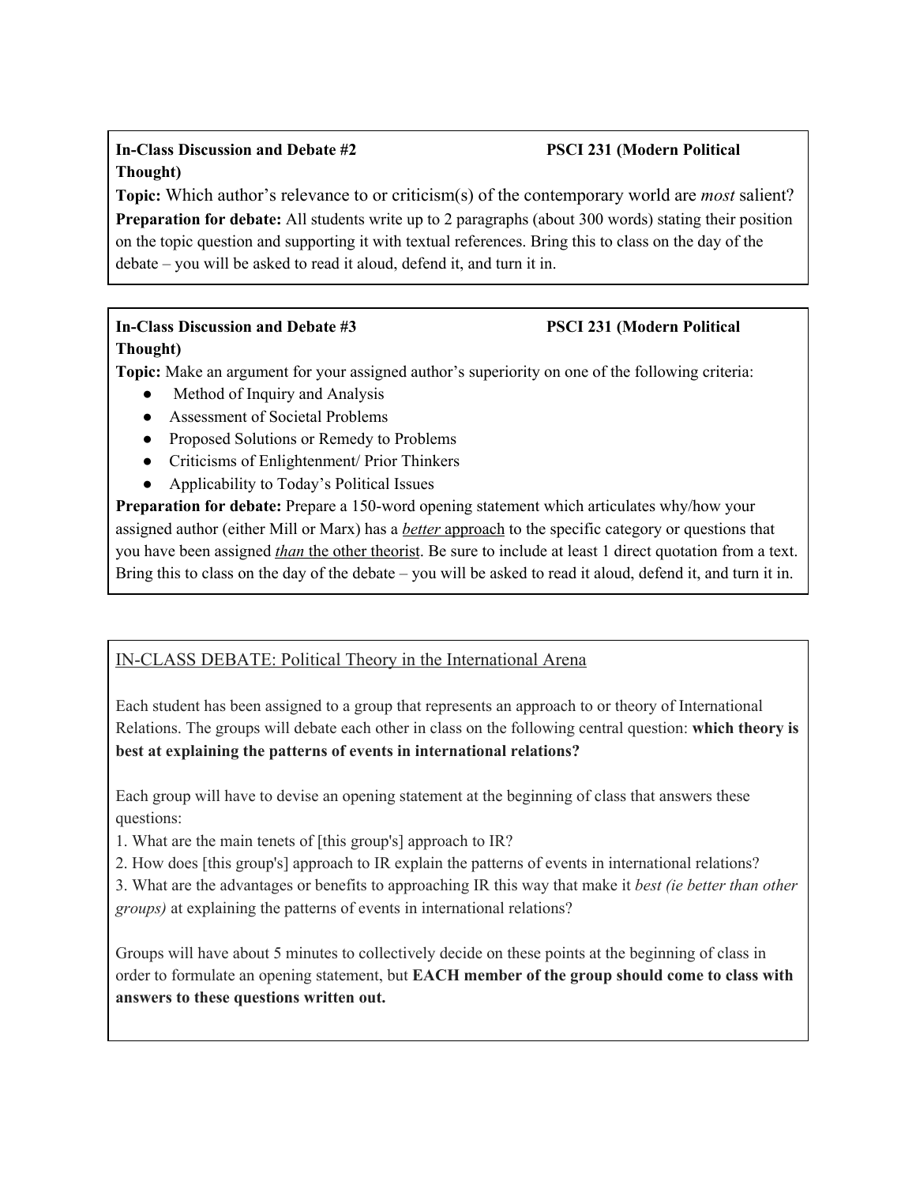**In-Class Discussion and Debate #2 PSCI 231 (Modern Political Thought)**

**Topic:** Which author's relevance to or criticism(s) of the contemporary world are *most* salient?

**Preparation for debate:** All students write up to 2 paragraphs (about 300 words) stating their position on the topic question and supporting it with textual references. Bring this to class on the day of the debate – you will be asked to read it aloud, defend it, and turn it in.

**In-Class Discussion and Debate #3 PSCI 231 (Modern Political Thought)**

**Topic:** Make an argument for your assigned author's superiority on one of the following criteria:

- Method of Inquiry and Analysis
- Assessment of Societal Problems
- Proposed Solutions or Remedy to Problems
- Criticisms of Enlightenment/ Prior Thinkers
- Applicability to Today's Political Issues

**Preparation for debate:** Prepare a 150-word opening statement which articulates why/how your assigned author (either Mill or Marx) has a <u>*better* approach</u> to the specific category or questions that you have been assigned <u>*than* the other theorist</u>. Be sure to include at least 1 direct quotation from a text. Bring this to class on the day of the debate – you will be asked to read it aloud, defend it, and turn it in.

<u>IN-CLASS DEBATE: Political Theory in the International Arena</u>

Each student has been assigned to a group that represents an approach to or theory of International Relations. The groups will debate each other in class on the following central question: **which theory is best at explaining the patterns of events in international relations?**

Each group will have to devise an opening statement at the beginning of class that answers these questions:

1. What are the main tenets of [this group's] approach to IR?
2. How does [this group's] approach to IR explain the patterns of events in international relations?
3. What are the advantages or benefits to approaching IR this way that make it *best (ie better than other groups)* at explaining the patterns of events in international relations?

Groups will have about 5 minutes to collectively decide on these points at the beginning of class in order to formulate an opening statement, but **EACH member of the group should come to class with answers to these questions written out.**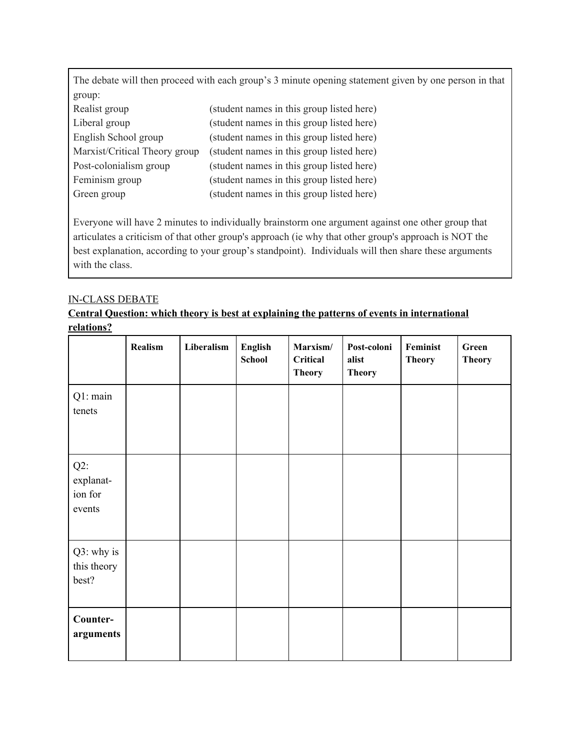The debate will then proceed with each group's 3 minute opening statement given by one person in that group:

| | |
|---|---|
| Realist group | (student names in this group listed here) |
| Liberal group | (student names in this group listed here) |
| English School group | (student names in this group listed here) |
| Marxist/Critical Theory group | (student names in this group listed here) |
| Post-colonialism group | (student names in this group listed here) |
| Feminism group | (student names in this group listed here) |
| Green group | (student names in this group listed here) |

Everyone will have 2 minutes to individually brainstorm one argument against one other group that articulates a criticism of that other group's approach (ie why that other group's approach is NOT the best explanation, according to your group's standpoint). Individuals will then share these arguments with the class.

IN-CLASS DEBATE

**Central Question: which theory is best at explaining the patterns of events in international relations?**

| | **Realism** | **Liberalism** | **English School** | **Marxism/ Critical Theory** | **Post-colonialist Theory** | **Feminist Theory** | **Green Theory** |
|---|---|---|---|---|---|---|---|
| Q1: main tenets | | | | | | | |
| Q2: explanation for events | | | | | | | |
| Q3: why is this theory best? | | | | | | | |
| **Counter-arguments** | | | | | | | |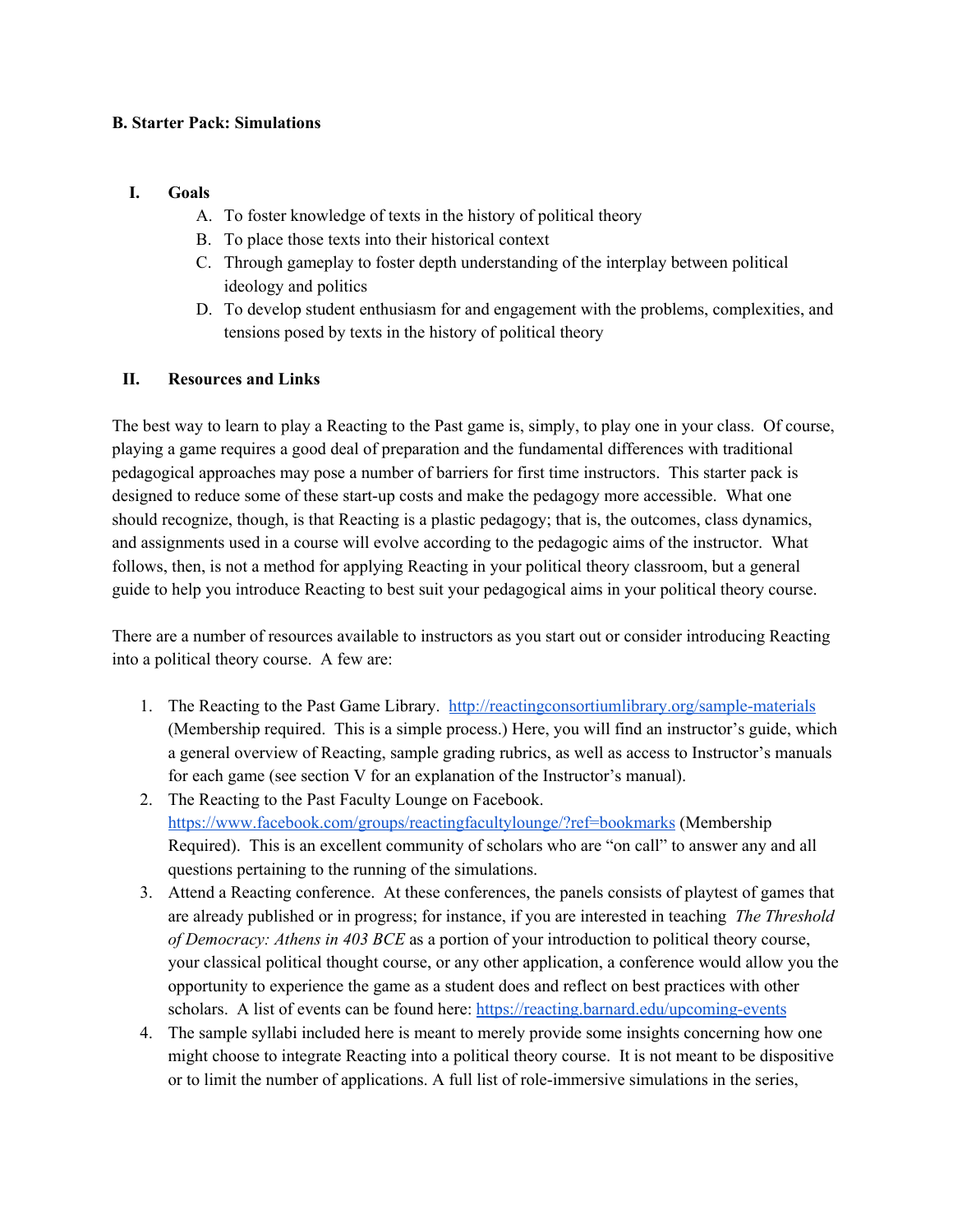**B. Starter Pack: Simulations**

I. **Goals**
   A. To foster knowledge of texts in the history of political theory
   B. To place those texts into their historical context
   C. Through gameplay to foster depth understanding of the interplay between political ideology and politics
   D. To develop student enthusiasm for and engagement with the problems, complexities, and tensions posed by texts in the history of political theory

II. **Resources and Links**

The best way to learn to play a Reacting to the Past game is, simply, to play one in your class. Of course, playing a game requires a good deal of preparation and the fundamental differences with traditional pedagogical approaches may pose a number of barriers for first time instructors. This starter pack is designed to reduce some of these start-up costs and make the pedagogy more accessible. What one should recognize, though, is that Reacting is a plastic pedagogy; that is, the outcomes, class dynamics, and assignments used in a course will evolve according to the pedagogic aims of the instructor. What follows, then, is not a method for applying Reacting in your political theory classroom, but a general guide to help you introduce Reacting to best suit your pedagogical aims in your political theory course.

There are a number of resources available to instructors as you start out or consider introducing Reacting into a political theory course. A few are:

1. The Reacting to the Past Game Library. http://reactingconsortiumlibrary.org/sample-materials (Membership required. This is a simple process.) Here, you will find an instructor's guide, which a general overview of Reacting, sample grading rubrics, as well as access to Instructor's manuals for each game (see section V for an explanation of the Instructor's manual).
2. The Reacting to the Past Faculty Lounge on Facebook. https://www.facebook.com/groups/reactingfacultylounge/?ref=bookmarks (Membership Required). This is an excellent community of scholars who are "on call" to answer any and all questions pertaining to the running of the simulations.
3. Attend a Reacting conference. At these conferences, the panels consists of playtest of games that are already published or in progress; for instance, if you are interested in teaching *The Threshold of Democracy: Athens in 403 BCE* as a portion of your introduction to political theory course, your classical political thought course, or any other application, a conference would allow you the opportunity to experience the game as a student does and reflect on best practices with other scholars. A list of events can be found here: https://reacting.barnard.edu/upcoming-events
4. The sample syllabi included here is meant to merely provide some insights concerning how one might choose to integrate Reacting into a political theory course. It is not meant to be dispositive or to limit the number of applications. A full list of role-immersive simulations in the series,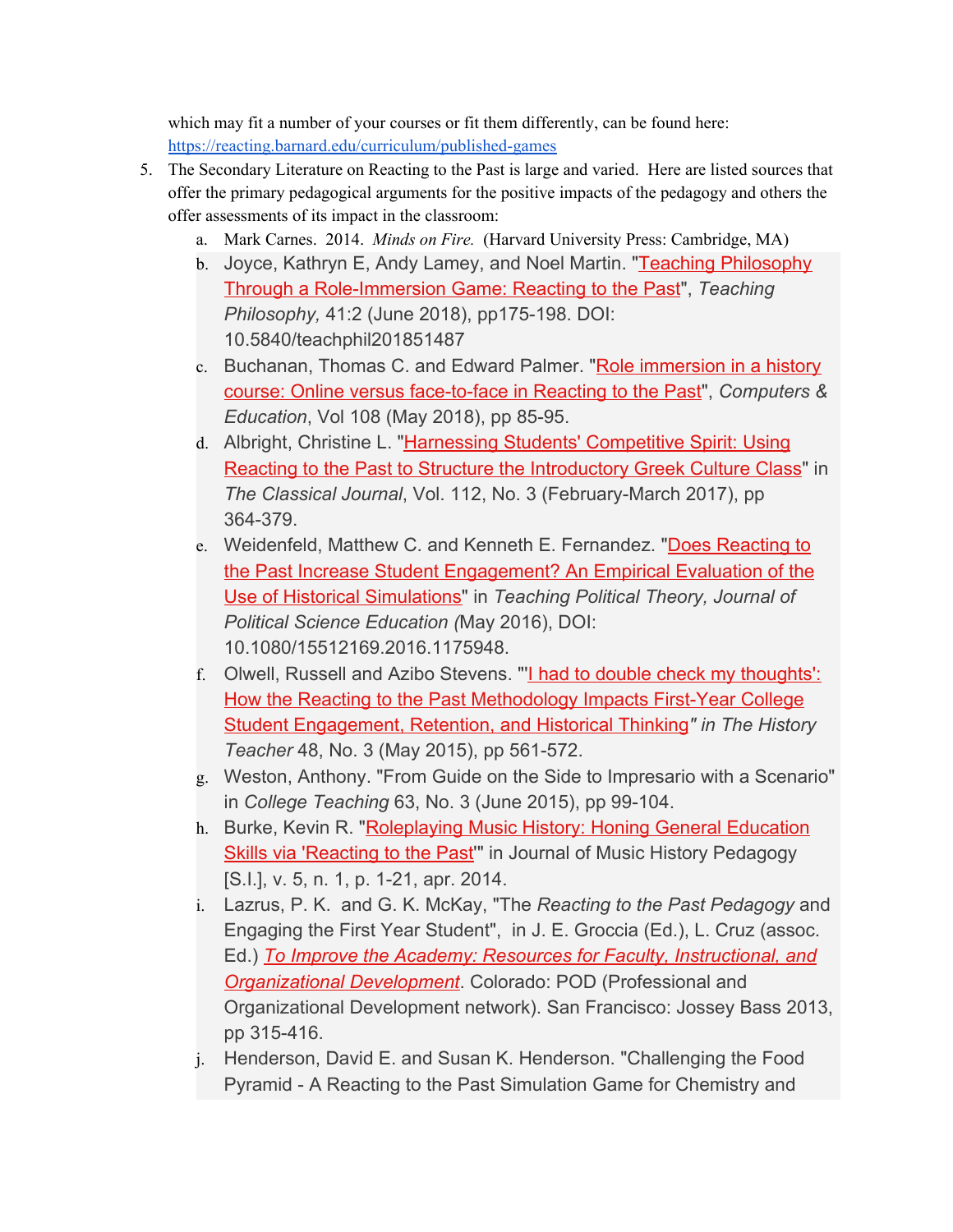which may fit a number of your courses or fit them differently, can be found here: https://reacting.barnard.edu/curriculum/published-games

5. The Secondary Literature on Reacting to the Past is large and varied. Here are listed sources that offer the primary pedagogical arguments for the positive impacts of the pedagogy and others the offer assessments of its impact in the classroom:
   a. Mark Carnes. 2014. *Minds on Fire.* (Harvard University Press: Cambridge, MA)
   b. Joyce, Kathryn E, Andy Lamey, and Noel Martin. "Teaching Philosophy Through a Role-Immersion Game: Reacting to the Past", *Teaching Philosophy,* 41:2 (June 2018), pp175-198. DOI: 10.5840/teachphil201851487
   c. Buchanan, Thomas C. and Edward Palmer. "Role immersion in a history course: Online versus face-to-face in Reacting to the Past", *Computers & Education*, Vol 108 (May 2018), pp 85-95.
   d. Albright, Christine L. "Harnessing Students' Competitive Spirit: Using Reacting to the Past to Structure the Introductory Greek Culture Class" in *The Classical Journal*, Vol. 112, No. 3 (February-March 2017), pp 364-379.
   e. Weidenfeld, Matthew C. and Kenneth E. Fernandez. "Does Reacting to the Past Increase Student Engagement? An Empirical Evaluation of the Use of Historical Simulations" in *Teaching Political Theory, Journal of Political Science Education (*May 2016), DOI: 10.1080/15512169.2016.1175948.
   f. Olwell, Russell and Azibo Stevens. "'I had to double check my thoughts': How the Reacting to the Past Methodology Impacts First-Year College Student Engagement, Retention, and Historical Thinking*" in The History Teacher* 48, No. 3 (May 2015), pp 561-572.
   g. Weston, Anthony. "From Guide on the Side to Impresario with a Scenario" in *College Teaching* 63, No. 3 (June 2015), pp 99-104.
   h. Burke, Kevin R. "Roleplaying Music History: Honing General Education Skills via 'Reacting to the Past'" in Journal of Music History Pedagogy [S.l.], v. 5, n. 1, p. 1-21, apr. 2014.
   i. Lazrus, P. K. and G. K. McKay, "The *Reacting to the Past Pedagogy* and Engaging the First Year Student", in J. E. Groccia (Ed.), L. Cruz (assoc. Ed.) *To Improve the Academy: Resources for Faculty, Instructional, and Organizational Development*. Colorado: POD (Professional and Organizational Development network). San Francisco: Jossey Bass 2013, pp 315-416.
   j. Henderson, David E. and Susan K. Henderson. "Challenging the Food Pyramid - A Reacting to the Past Simulation Game for Chemistry and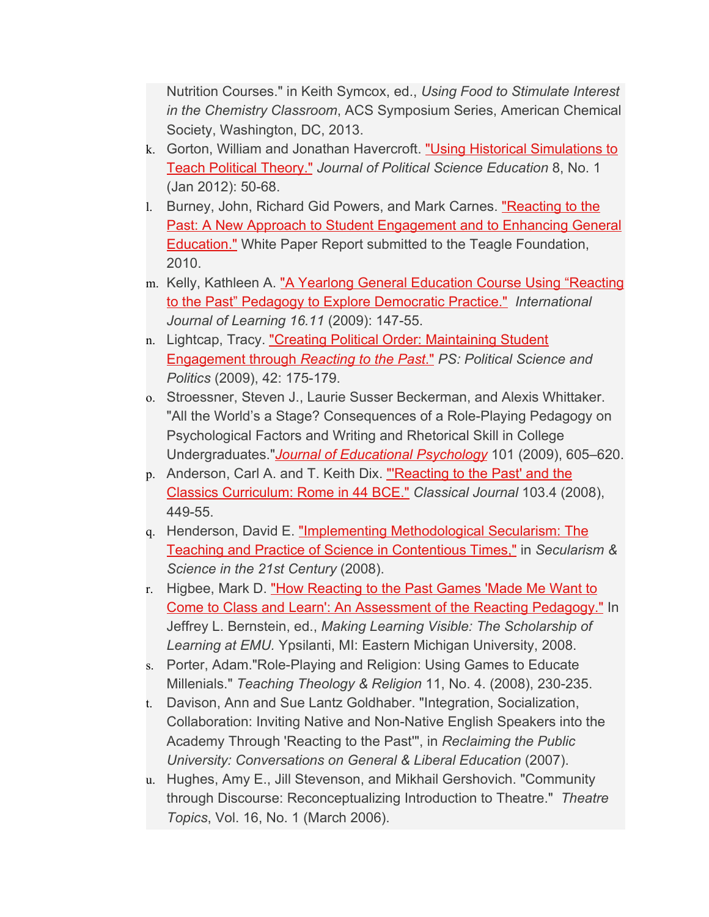Nutrition Courses." in Keith Symcox, ed., *Using Food to Stimulate Interest in the Chemistry Classroom*, ACS Symposium Series, American Chemical Society, Washington, DC, 2013.

k. Gorton, William and Jonathan Havercroft. "Using Historical Simulations to Teach Political Theory." *Journal of Political Science Education* 8, No. 1 (Jan 2012): 50-68.
l. Burney, John, Richard Gid Powers, and Mark Carnes. "Reacting to the Past: A New Approach to Student Engagement and to Enhancing General Education." White Paper Report submitted to the Teagle Foundation, 2010.
m. Kelly, Kathleen A. "A Yearlong General Education Course Using "Reacting to the Past" Pedagogy to Explore Democratic Practice." *International Journal of Learning 16.11* (2009): 147-55.
n. Lightcap, Tracy. "Creating Political Order: Maintaining Student Engagement through *Reacting to the Past*." *PS: Political Science and Politics* (2009), 42: 175-179.
o. Stroessner, Steven J., Laurie Susser Beckerman, and Alexis Whittaker. "All the World's a Stage? Consequences of a Role-Playing Pedagogy on Psychological Factors and Writing and Rhetorical Skill in College Undergraduates."*Journal of Educational Psychology* 101 (2009), 605–620.
p. Anderson, Carl A. and T. Keith Dix. "'Reacting to the Past' and the Classics Curriculum: Rome in 44 BCE." *Classical Journal* 103.4 (2008), 449-55.
q. Henderson, David E. "Implementing Methodological Secularism: The Teaching and Practice of Science in Contentious Times," in *Secularism & Science in the 21st Century* (2008).
r. Higbee, Mark D. "How Reacting to the Past Games 'Made Me Want to Come to Class and Learn': An Assessment of the Reacting Pedagogy." In Jeffrey L. Bernstein, ed., *Making Learning Visible: The Scholarship of Learning at EMU.* Ypsilanti, MI: Eastern Michigan University, 2008.
s. Porter, Adam."Role-Playing and Religion: Using Games to Educate Millenials." *Teaching Theology & Religion* 11, No. 4. (2008), 230-235.
t. Davison, Ann and Sue Lantz Goldhaber. "Integration, Socialization, Collaboration: Inviting Native and Non-Native English Speakers into the Academy Through 'Reacting to the Past'", in *Reclaiming the Public University: Conversations on General & Liberal Education* (2007).
u. Hughes, Amy E., Jill Stevenson, and Mikhail Gershovich. "Community through Discourse: Reconceptualizing Introduction to Theatre." *Theatre Topics*, Vol. 16, No. 1 (March 2006).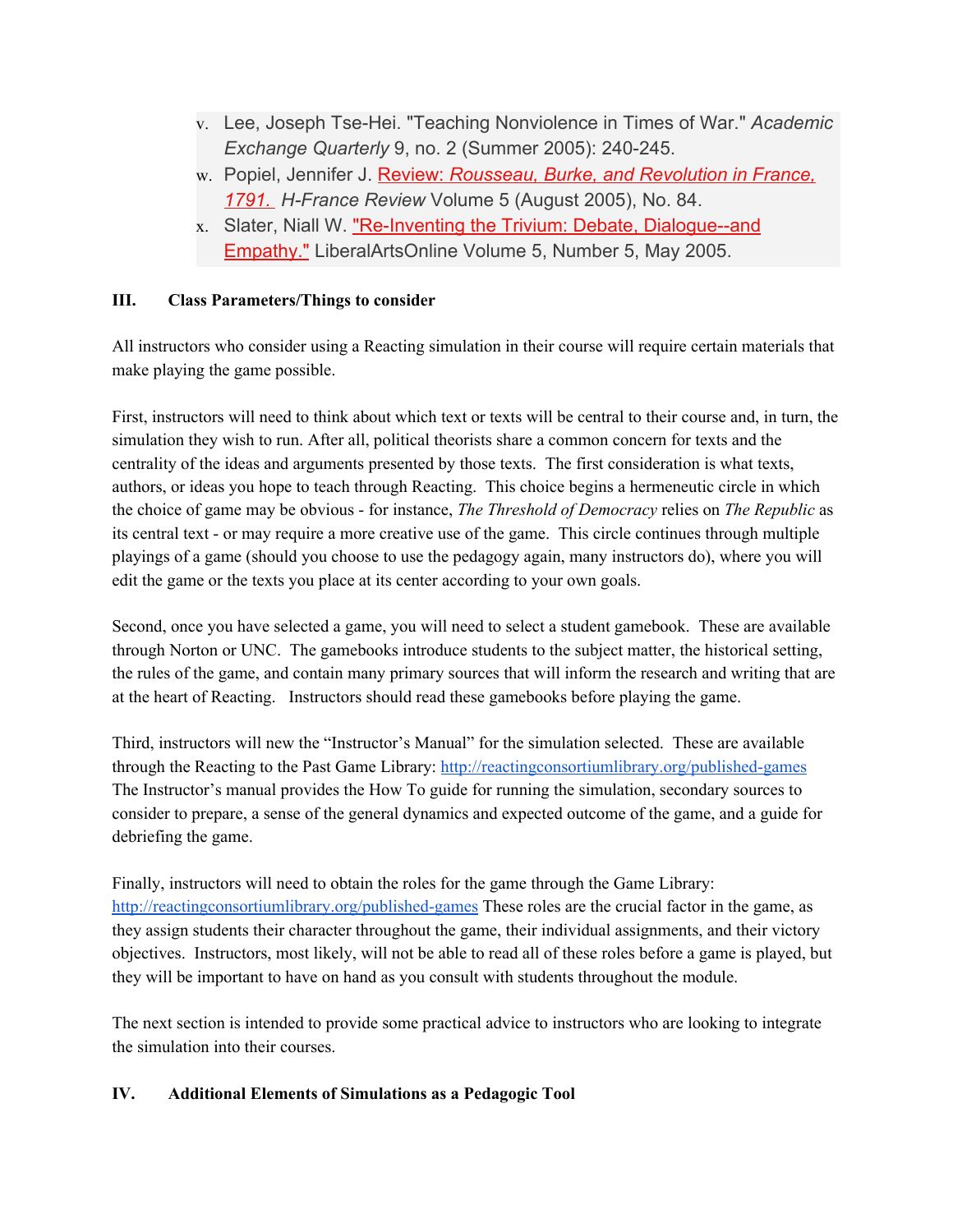v. Lee, Joseph Tse-Hei. "Teaching Nonviolence in Times of War." *Academic Exchange Quarterly* 9, no. 2 (Summer 2005): 240-245.

w. Popiel, Jennifer J. Review: *Rousseau, Burke, and Revolution in France, 1791.* *H-France Review* Volume 5 (August 2005), No. 84.

x. Slater, Niall W. "Re-Inventing the Trivium: Debate, Dialogue--and Empathy." LiberalArtsOnline Volume 5, Number 5, May 2005.

### III. Class Parameters/Things to consider

All instructors who consider using a Reacting simulation in their course will require certain materials that make playing the game possible.

First, instructors will need to think about which text or texts will be central to their course and, in turn, the simulation they wish to run. After all, political theorists share a common concern for texts and the centrality of the ideas and arguments presented by those texts. The first consideration is what texts, authors, or ideas you hope to teach through Reacting. This choice begins a hermeneutic circle in which the choice of game may be obvious - for instance, *The Threshold of Democracy* relies on *The Republic* as its central text - or may require a more creative use of the game. This circle continues through multiple playings of a game (should you choose to use the pedagogy again, many instructors do), where you will edit the game or the texts you place at its center according to your own goals.

Second, once you have selected a game, you will need to select a student gamebook. These are available through Norton or UNC. The gamebooks introduce students to the subject matter, the historical setting, the rules of the game, and contain many primary sources that will inform the research and writing that are at the heart of Reacting. Instructors should read these gamebooks before playing the game.

Third, instructors will new the "Instructor's Manual" for the simulation selected. These are available through the Reacting to the Past Game Library: http://reactingconsortiumlibrary.org/published-games The Instructor's manual provides the How To guide for running the simulation, secondary sources to consider to prepare, a sense of the general dynamics and expected outcome of the game, and a guide for debriefing the game.

Finally, instructors will need to obtain the roles for the game through the Game Library: http://reactingconsortiumlibrary.org/published-games These roles are the crucial factor in the game, as they assign students their character throughout the game, their individual assignments, and their victory objectives. Instructors, most likely, will not be able to read all of these roles before a game is played, but they will be important to have on hand as you consult with students throughout the module.

The next section is intended to provide some practical advice to instructors who are looking to integrate the simulation into their courses.

### IV. Additional Elements of Simulations as a Pedagogic Tool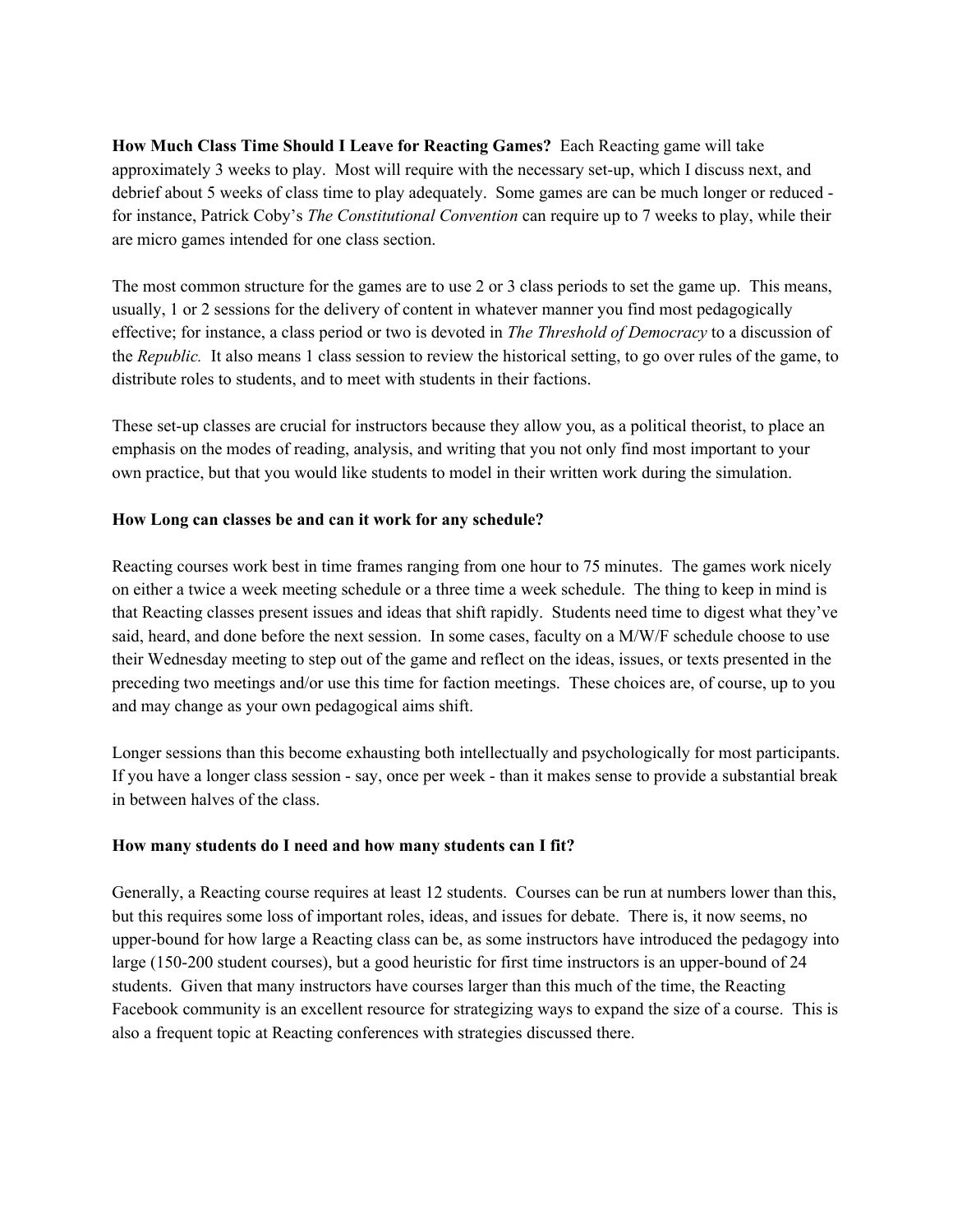**How Much Class Time Should I Leave for Reacting Games?** Each Reacting game will take approximately 3 weeks to play. Most will require with the necessary set-up, which I discuss next, and debrief about 5 weeks of class time to play adequately. Some games are can be much longer or reduced - for instance, Patrick Coby's *The Constitutional Convention* can require up to 7 weeks to play, while their are micro games intended for one class section.

The most common structure for the games are to use 2 or 3 class periods to set the game up. This means, usually, 1 or 2 sessions for the delivery of content in whatever manner you find most pedagogically effective; for instance, a class period or two is devoted in *The Threshold of Democracy* to a discussion of the *Republic.* It also means 1 class session to review the historical setting, to go over rules of the game, to distribute roles to students, and to meet with students in their factions.

These set-up classes are crucial for instructors because they allow you, as a political theorist, to place an emphasis on the modes of reading, analysis, and writing that you not only find most important to your own practice, but that you would like students to model in their written work during the simulation.

**How Long can classes be and can it work for any schedule?**

Reacting courses work best in time frames ranging from one hour to 75 minutes. The games work nicely on either a twice a week meeting schedule or a three time a week schedule. The thing to keep in mind is that Reacting classes present issues and ideas that shift rapidly. Students need time to digest what they've said, heard, and done before the next session. In some cases, faculty on a M/W/F schedule choose to use their Wednesday meeting to step out of the game and reflect on the ideas, issues, or texts presented in the preceding two meetings and/or use this time for faction meetings. These choices are, of course, up to you and may change as your own pedagogical aims shift.

Longer sessions than this become exhausting both intellectually and psychologically for most participants. If you have a longer class session - say, once per week - than it makes sense to provide a substantial break in between halves of the class.

**How many students do I need and how many students can I fit?**

Generally, a Reacting course requires at least 12 students. Courses can be run at numbers lower than this, but this requires some loss of important roles, ideas, and issues for debate. There is, it now seems, no upper-bound for how large a Reacting class can be, as some instructors have introduced the pedagogy into large (150-200 student courses), but a good heuristic for first time instructors is an upper-bound of 24 students. Given that many instructors have courses larger than this much of the time, the Reacting Facebook community is an excellent resource for strategizing ways to expand the size of a course. This is also a frequent topic at Reacting conferences with strategies discussed there.